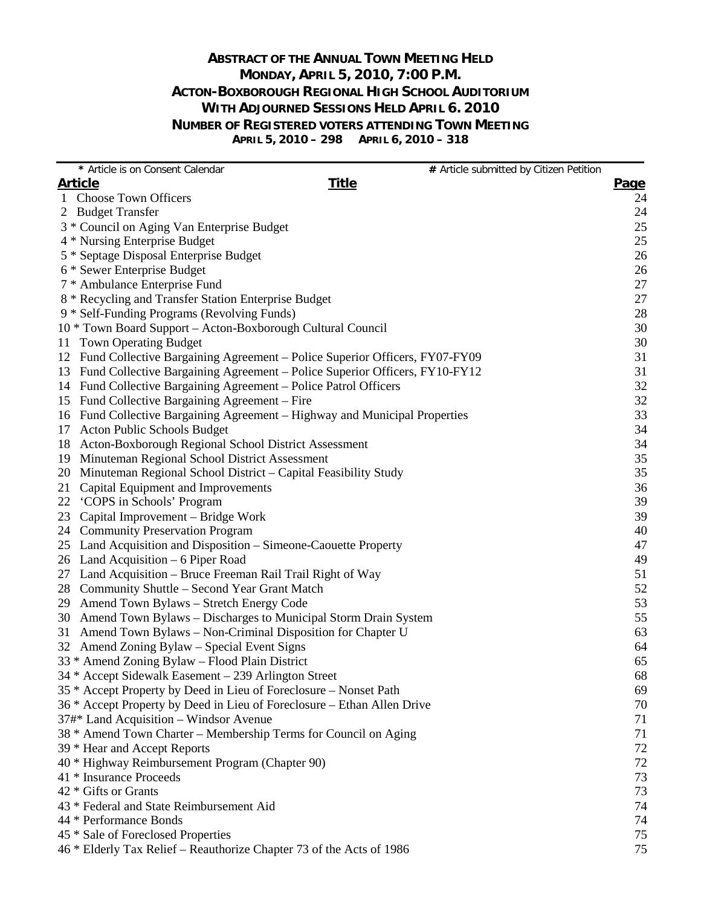# ABSTRACT OF THE ANNUAL TOWN MEETING HELD
## MONDAY, APRIL 5, 2010, 7:00 P.M.
## ACTON-BOXBOROUGH REGIONAL HIGH SCHOOL AUDITORIUM
## WITH ADJOURNED SESSIONS HELD APRIL 6. 2010
## NUMBER OF REGISTERED VOTERS ATTENDING TOWN MEETING
### APRIL 5, 2010 – 298 APRIL 6, 2010 – 318

\* Article is on Consent Calendar # Article submitted by Citizen Petition

| Article | Title | Page |
|---|---|---|
| 1 | Choose Town Officers | 24 |
| 2 | Budget Transfer | 24 |
| 3 * | Council on Aging Van Enterprise Budget | 25 |
| 4 * | Nursing Enterprise Budget | 25 |
| 5 * | Septage Disposal Enterprise Budget | 26 |
| 6 * | Sewer Enterprise Budget | 26 |
| 7 * | Ambulance Enterprise Fund | 27 |
| 8 * | Recycling and Transfer Station Enterprise Budget | 27 |
| 9 * | Self-Funding Programs (Revolving Funds) | 28 |
| 10 * | Town Board Support – Acton-Boxborough Cultural Council | 30 |
| 11 | Town Operating Budget | 30 |
| 12 | Fund Collective Bargaining Agreement – Police Superior Officers, FY07-FY09 | 31 |
| 13 | Fund Collective Bargaining Agreement – Police Superior Officers, FY10-FY12 | 31 |
| 14 | Fund Collective Bargaining Agreement – Police Patrol Officers | 32 |
| 15 | Fund Collective Bargaining Agreement – Fire | 32 |
| 16 | Fund Collective Bargaining Agreement – Highway and Municipal Properties | 33 |
| 17 | Acton Public Schools Budget | 34 |
| 18 | Acton-Boxborough Regional School District Assessment | 34 |
| 19 | Minuteman Regional School District Assessment | 35 |
| 20 | Minuteman Regional School District – Capital Feasibility Study | 35 |
| 21 | Capital Equipment and Improvements | 36 |
| 22 | 'COPS in Schools' Program | 39 |
| 23 | Capital Improvement – Bridge Work | 39 |
| 24 | Community Preservation Program | 40 |
| 25 | Land Acquisition and Disposition – Simeone-Caouette Property | 47 |
| 26 | Land Acquisition – 6 Piper Road | 49 |
| 27 | Land Acquisition – Bruce Freeman Rail Trail Right of Way | 51 |
| 28 | Community Shuttle – Second Year Grant Match | 52 |
| 29 | Amend Town Bylaws – Stretch Energy Code | 53 |
| 30 | Amend Town Bylaws – Discharges to Municipal Storm Drain System | 55 |
| 31 | Amend Town Bylaws – Non-Criminal Disposition for Chapter U | 63 |
| 32 | Amend Zoning Bylaw – Special Event Signs | 64 |
| 33 * | Amend Zoning Bylaw – Flood Plain District | 65 |
| 34 * | Accept Sidewalk Easement – 239 Arlington Street | 68 |
| 35 * | Accept Property by Deed in Lieu of Foreclosure – Nonset Path | 69 |
| 36 * | Accept Property by Deed in Lieu of Foreclosure – Ethan Allen Drive | 70 |
| 37#* | Land Acquisition – Windsor Avenue | 71 |
| 38 * | Amend Town Charter – Membership Terms for Council on Aging | 71 |
| 39 * | Hear and Accept Reports | 72 |
| 40 * | Highway Reimbursement Program (Chapter 90) | 72 |
| 41 * | Insurance Proceeds | 73 |
| 42 * | Gifts or Grants | 73 |
| 43 * | Federal and State Reimbursement Aid | 74 |
| 44 * | Performance Bonds | 74 |
| 45 * | Sale of Foreclosed Properties | 75 |
| 46 * | Elderly Tax Relief – Reauthorize Chapter 73 of the Acts of 1986 | 75 |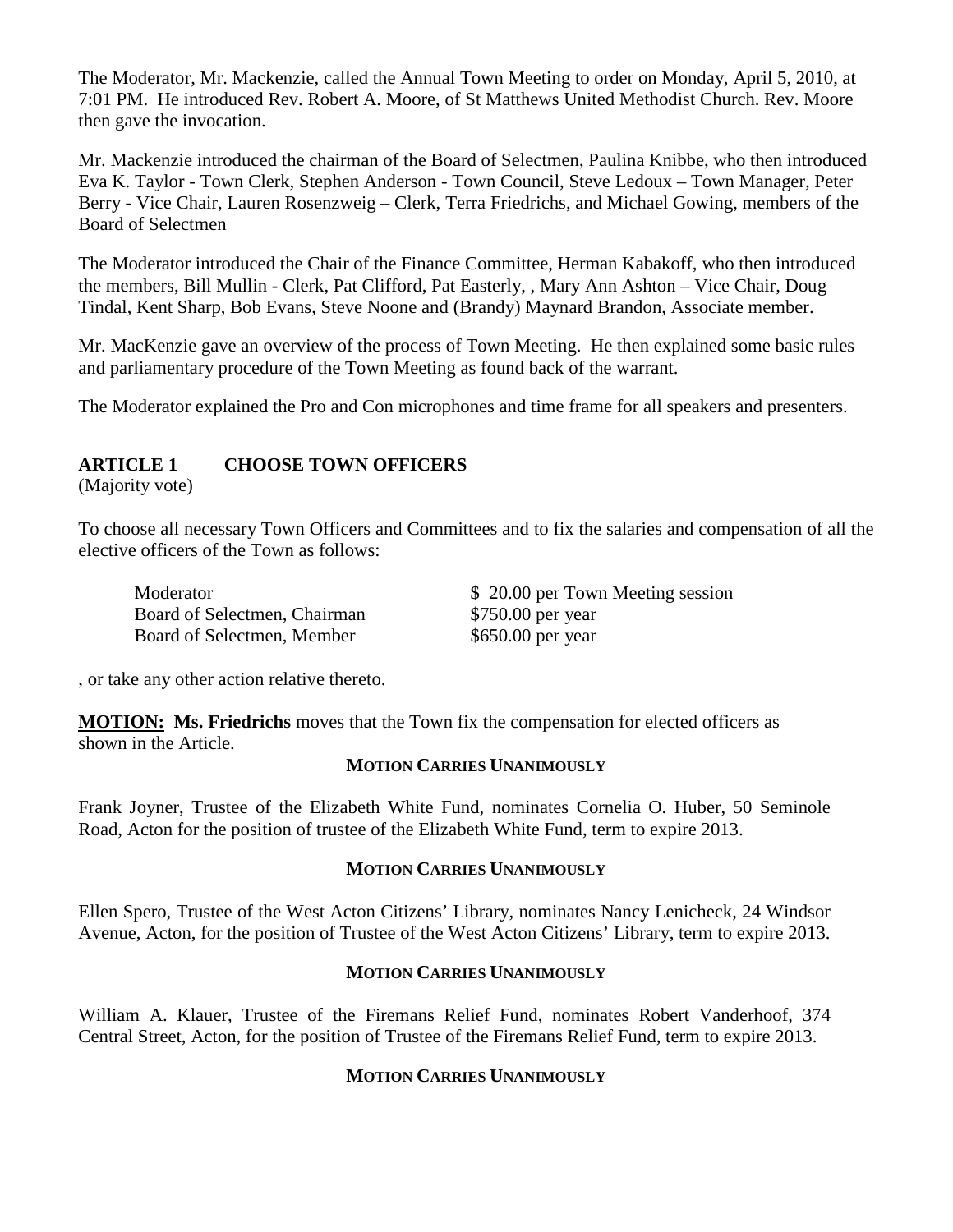The Moderator, Mr. Mackenzie, called the Annual Town Meeting to order on Monday, April 5, 2010, at 7:01 PM. He introduced Rev. Robert A. Moore, of St Matthews United Methodist Church. Rev. Moore then gave the invocation.

Mr. Mackenzie introduced the chairman of the Board of Selectmen, Paulina Knibbe, who then introduced Eva K. Taylor - Town Clerk, Stephen Anderson - Town Council, Steve Ledoux – Town Manager, Peter Berry - Vice Chair, Lauren Rosenzweig – Clerk, Terra Friedrichs, and Michael Gowing, members of the Board of Selectmen

The Moderator introduced the Chair of the Finance Committee, Herman Kabakoff, who then introduced the members, Bill Mullin - Clerk, Pat Clifford, Pat Easterly, , Mary Ann Ashton – Vice Chair, Doug Tindal, Kent Sharp, Bob Evans, Steve Noone and (Brandy) Maynard Brandon, Associate member.

Mr. MacKenzie gave an overview of the process of Town Meeting. He then explained some basic rules and parliamentary procedure of the Town Meeting as found back of the warrant.

The Moderator explained the Pro and Con microphones and time frame for all speakers and presenters.

## ARTICLE 1 CHOOSE TOWN OFFICERS

(Majority vote)

To choose all necessary Town Officers and Committees and to fix the salaries and compensation of all the elective officers of the Town as follows:

| | |
|---|---|
| Moderator | $ 20.00 per Town Meeting session |
| Board of Selectmen, Chairman | $750.00 per year |
| Board of Selectmen, Member | $650.00 per year |

, or take any other action relative thereto.

**MOTION: Ms. Friedrichs** moves that the Town fix the compensation for elected officers as shown in the Article.

**MOTION CARRIES UNANIMOUSLY**

Frank Joyner, Trustee of the Elizabeth White Fund, nominates Cornelia O. Huber, 50 Seminole Road, Acton for the position of trustee of the Elizabeth White Fund, term to expire 2013.

**MOTION CARRIES UNANIMOUSLY**

Ellen Spero, Trustee of the West Acton Citizens' Library, nominates Nancy Lenicheck, 24 Windsor Avenue, Acton, for the position of Trustee of the West Acton Citizens' Library, term to expire 2013.

**MOTION CARRIES UNANIMOUSLY**

William A. Klauer, Trustee of the Firemans Relief Fund, nominates Robert Vanderhoof, 374 Central Street, Acton, for the position of Trustee of the Firemans Relief Fund, term to expire 2013.

**MOTION CARRIES UNANIMOUSLY**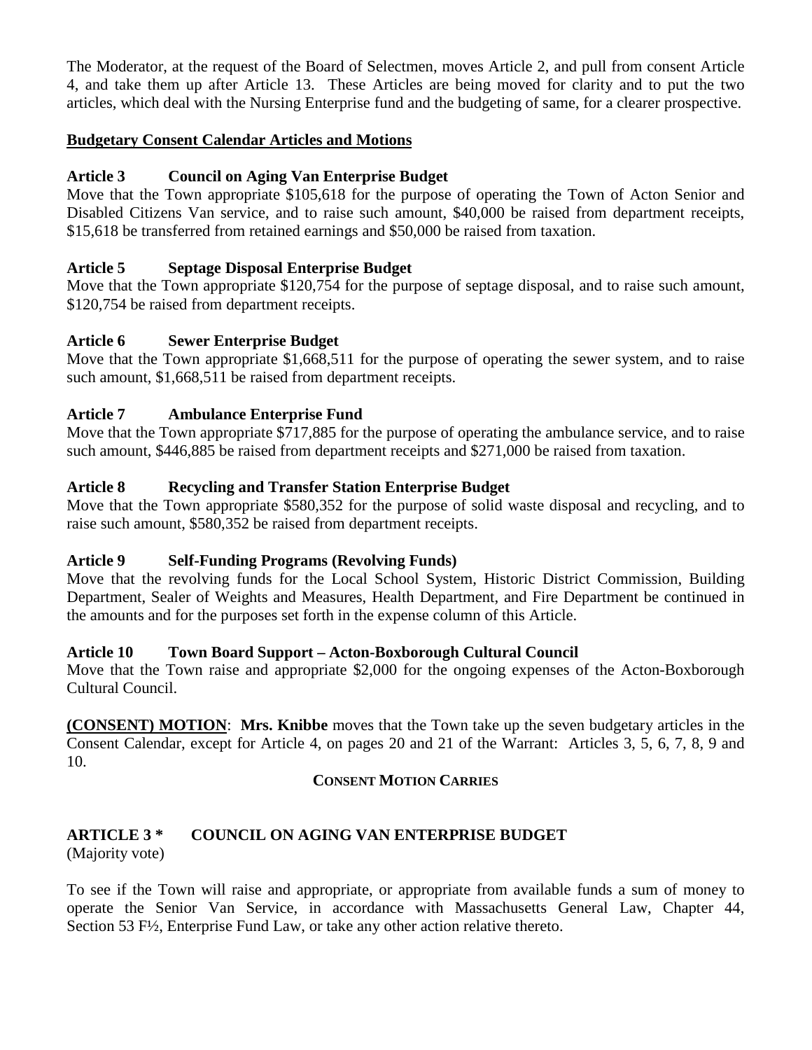The Moderator, at the request of the Board of Selectmen, moves Article 2, and pull from consent Article 4, and take them up after Article 13. These Articles are being moved for clarity and to put the two articles, which deal with the Nursing Enterprise fund and the budgeting of same, for a clearer prospective.

**Budgetary Consent Calendar Articles and Motions**

**Article 3 Council on Aging Van Enterprise Budget**

Move that the Town appropriate $105,618 for the purpose of operating the Town of Acton Senior and Disabled Citizens Van service, and to raise such amount, $40,000 be raised from department receipts, $15,618 be transferred from retained earnings and $50,000 be raised from taxation.

**Article 5 Septage Disposal Enterprise Budget**

Move that the Town appropriate $120,754 for the purpose of septage disposal, and to raise such amount, $120,754 be raised from department receipts.

**Article 6 Sewer Enterprise Budget**

Move that the Town appropriate $1,668,511 for the purpose of operating the sewer system, and to raise such amount, $1,668,511 be raised from department receipts.

**Article 7 Ambulance Enterprise Fund**

Move that the Town appropriate $717,885 for the purpose of operating the ambulance service, and to raise such amount, $446,885 be raised from department receipts and $271,000 be raised from taxation.

**Article 8 Recycling and Transfer Station Enterprise Budget**

Move that the Town appropriate $580,352 for the purpose of solid waste disposal and recycling, and to raise such amount, $580,352 be raised from department receipts.

**Article 9 Self-Funding Programs (Revolving Funds)**

Move that the revolving funds for the Local School System, Historic District Commission, Building Department, Sealer of Weights and Measures, Health Department, and Fire Department be continued in the amounts and for the purposes set forth in the expense column of this Article.

**Article 10 Town Board Support – Acton-Boxborough Cultural Council**

Move that the Town raise and appropriate $2,000 for the ongoing expenses of the Acton-Boxborough Cultural Council.

**(CONSENT) MOTION**: **Mrs. Knibbe** moves that the Town take up the seven budgetary articles in the Consent Calendar, except for Article 4, on pages 20 and 21 of the Warrant: Articles 3, 5, 6, 7, 8, 9 and 10.

**CONSENT MOTION CARRIES**

**ARTICLE 3 * COUNCIL ON AGING VAN ENTERPRISE BUDGET**

(Majority vote)

To see if the Town will raise and appropriate, or appropriate from available funds a sum of money to operate the Senior Van Service, in accordance with Massachusetts General Law, Chapter 44, Section 53 F½, Enterprise Fund Law, or take any other action relative thereto.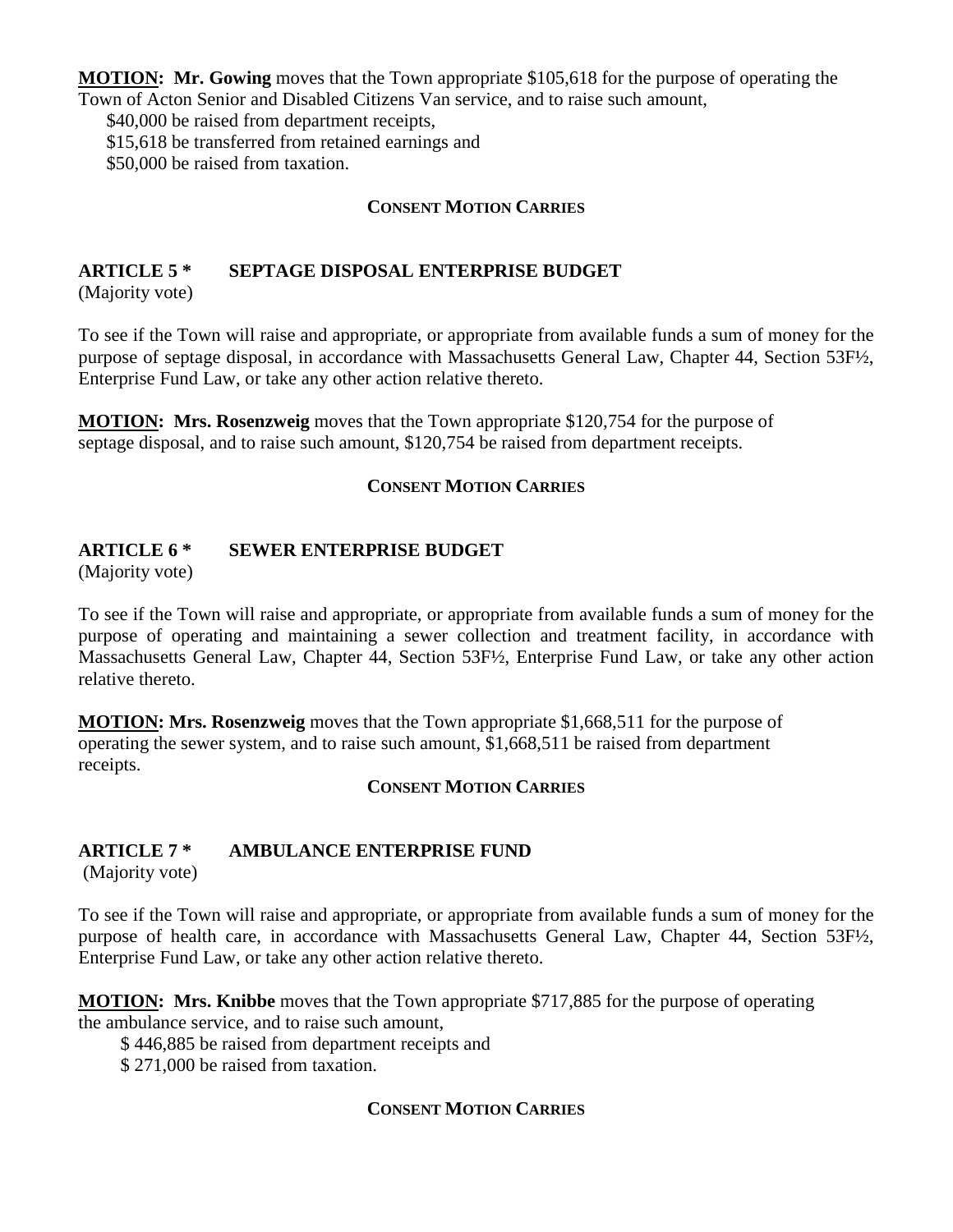**MOTION:** **Mr. Gowing** moves that the Town appropriate $105,618 for the purpose of operating the Town of Acton Senior and Disabled Citizens Van service, and to raise such amount,

$40,000 be raised from department receipts,
$15,618 be transferred from retained earnings and
$50,000 be raised from taxation.

**CONSENT MOTION CARRIES**

## ARTICLE 5 * SEPTAGE DISPOSAL ENTERPRISE BUDGET

(Majority vote)

To see if the Town will raise and appropriate, or appropriate from available funds a sum of money for the purpose of septage disposal, in accordance with Massachusetts General Law, Chapter 44, Section 53F½, Enterprise Fund Law, or take any other action relative thereto.

**MOTION:** **Mrs. Rosenzweig** moves that the Town appropriate $120,754 for the purpose of septage disposal, and to raise such amount, $120,754 be raised from department receipts.

**CONSENT MOTION CARRIES**

## ARTICLE 6 * SEWER ENTERPRISE BUDGET

(Majority vote)

To see if the Town will raise and appropriate, or appropriate from available funds a sum of money for the purpose of operating and maintaining a sewer collection and treatment facility, in accordance with Massachusetts General Law, Chapter 44, Section 53F½, Enterprise Fund Law, or take any other action relative thereto.

**MOTION:** **Mrs. Rosenzweig** moves that the Town appropriate $1,668,511 for the purpose of operating the sewer system, and to raise such amount, $1,668,511 be raised from department receipts.

**CONSENT MOTION CARRIES**

## ARTICLE 7 * AMBULANCE ENTERPRISE FUND

(Majority vote)

To see if the Town will raise and appropriate, or appropriate from available funds a sum of money for the purpose of health care, in accordance with Massachusetts General Law, Chapter 44, Section 53F½, Enterprise Fund Law, or take any other action relative thereto.

**MOTION:** **Mrs. Knibbe** moves that the Town appropriate $717,885 for the purpose of operating the ambulance service, and to raise such amount,

$ 446,885 be raised from department receipts and
$ 271,000 be raised from taxation.

**CONSENT MOTION CARRIES**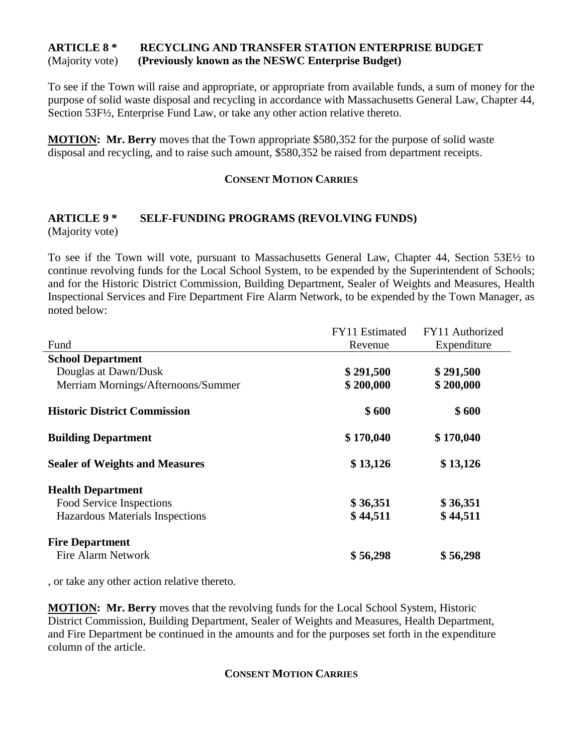**ARTICLE 8 \*    RECYCLING AND TRANSFER STATION ENTERPRISE BUDGET**
(Majority vote)    **(Previously known as the NESWC Enterprise Budget)**

To see if the Town will raise and appropriate, or appropriate from available funds, a sum of money for the purpose of solid waste disposal and recycling in accordance with Massachusetts General Law, Chapter 44, Section 53F½, Enterprise Fund Law, or take any other action relative thereto.

**MOTION: Mr. Berry** moves that the Town appropriate $580,352 for the purpose of solid waste disposal and recycling, and to raise such amount, $580,352 be raised from department receipts.

**CONSENT MOTION CARRIES**

**ARTICLE 9 \*    SELF-FUNDING PROGRAMS (REVOLVING FUNDS)**
(Majority vote)

To see if the Town will vote, pursuant to Massachusetts General Law, Chapter 44, Section 53E½ to continue revolving funds for the Local School System, to be expended by the Superintendent of Schools; and for the Historic District Commission, Building Department, Sealer of Weights and Measures, Health Inspectional Services and Fire Department Fire Alarm Network, to be expended by the Town Manager, as noted below:

| Fund | FY11 Estimated Revenue | FY11 Authorized Expenditure |
|---|---|---|
| **School Department** | | |
| Douglas at Dawn/Dusk | **$ 291,500** | **$ 291,500** |
| Merriam Mornings/Afternoons/Summer | **$ 200,000** | **$ 200,000** |
| **Historic District Commission** | **$ 600** | **$ 600** |
| **Building Department** | **$ 170,040** | **$ 170,040** |
| **Sealer of Weights and Measures** | **$ 13,126** | **$ 13,126** |
| **Health Department** | | |
| Food Service Inspections | **$ 36,351** | **$ 36,351** |
| Hazardous Materials Inspections | **$ 44,511** | **$ 44,511** |
| **Fire Department** | | |
| Fire Alarm Network | **$ 56,298** | **$ 56,298** |

, or take any other action relative thereto.

**MOTION: Mr. Berry** moves that the revolving funds for the Local School System, Historic District Commission, Building Department, Sealer of Weights and Measures, Health Department, and Fire Department be continued in the amounts and for the purposes set forth in the expenditure column of the article.

**CONSENT MOTION CARRIES**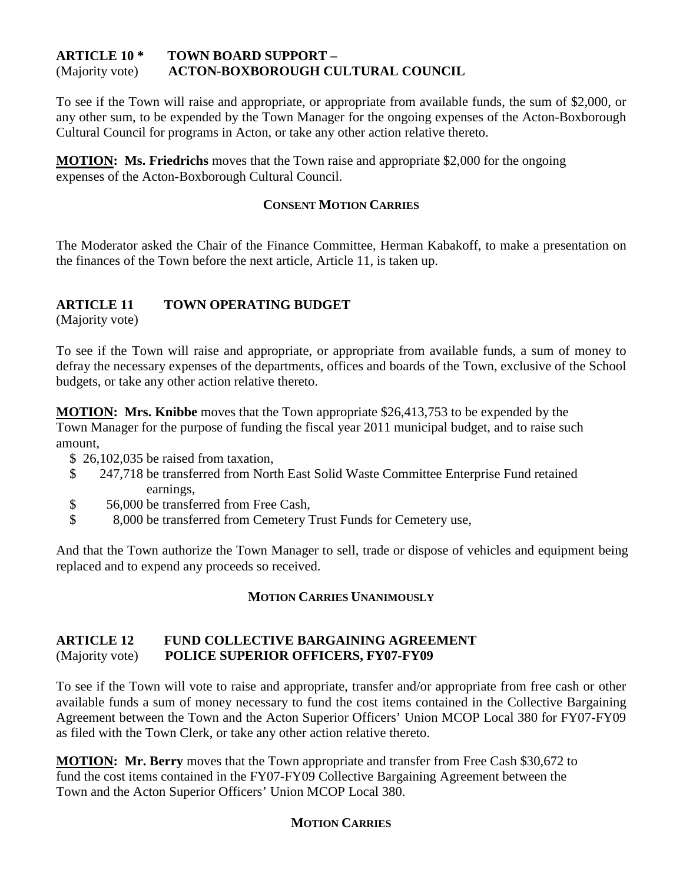**ARTICLE 10 * TOWN BOARD SUPPORT –**
(Majority vote) **ACTON-BOXBOROUGH CULTURAL COUNCIL**

To see if the Town will raise and appropriate, or appropriate from available funds, the sum of $2,000, or any other sum, to be expended by the Town Manager for the ongoing expenses of the Acton-Boxborough Cultural Council for programs in Acton, or take any other action relative thereto.

**MOTION: Ms. Friedrichs** moves that the Town raise and appropriate $2,000 for the ongoing expenses of the Acton-Boxborough Cultural Council.

**CONSENT MOTION CARRIES**

The Moderator asked the Chair of the Finance Committee, Herman Kabakoff, to make a presentation on the finances of the Town before the next article, Article 11, is taken up.

**ARTICLE 11 TOWN OPERATING BUDGET**
(Majority vote)

To see if the Town will raise and appropriate, or appropriate from available funds, a sum of money to defray the necessary expenses of the departments, offices and boards of the Town, exclusive of the School budgets, or take any other action relative thereto.

**MOTION: Mrs. Knibbe** moves that the Town appropriate $26,413,753 to be expended by the Town Manager for the purpose of funding the fiscal year 2011 municipal budget, and to raise such amount,

- $ 26,102,035 be raised from taxation,
- $ 247,718 be transferred from North East Solid Waste Committee Enterprise Fund retained earnings,
- $ 56,000 be transferred from Free Cash,
- $ 8,000 be transferred from Cemetery Trust Funds for Cemetery use,

And that the Town authorize the Town Manager to sell, trade or dispose of vehicles and equipment being replaced and to expend any proceeds so received.

**MOTION CARRIES UNANIMOUSLY**

**ARTICLE 12 FUND COLLECTIVE BARGAINING AGREEMENT**
(Majority vote) **POLICE SUPERIOR OFFICERS, FY07-FY09**

To see if the Town will vote to raise and appropriate, transfer and/or appropriate from free cash or other available funds a sum of money necessary to fund the cost items contained in the Collective Bargaining Agreement between the Town and the Acton Superior Officers' Union MCOP Local 380 for FY07-FY09 as filed with the Town Clerk, or take any other action relative thereto.

**MOTION: Mr. Berry** moves that the Town appropriate and transfer from Free Cash $30,672 to fund the cost items contained in the FY07-FY09 Collective Bargaining Agreement between the Town and the Acton Superior Officers' Union MCOP Local 380.

**MOTION CARRIES**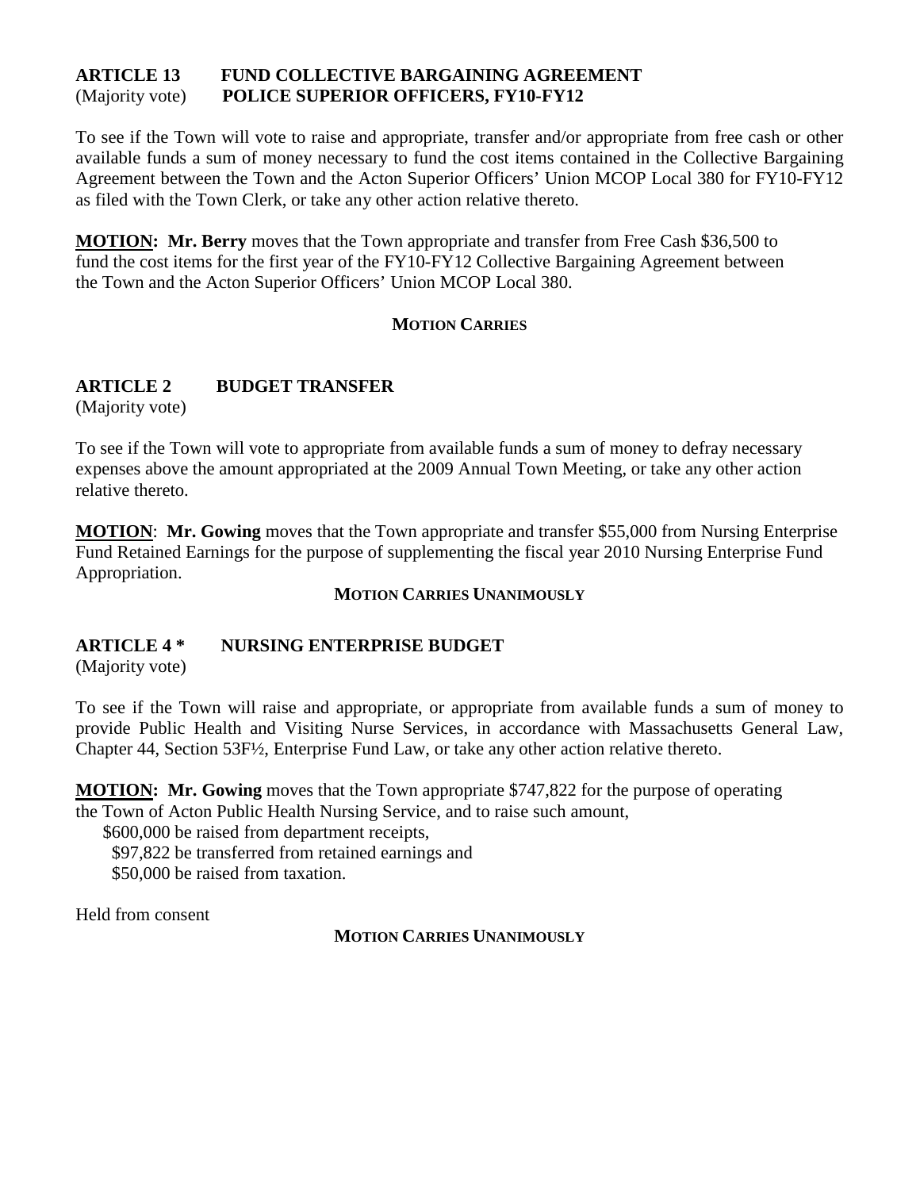**ARTICLE 13 FUND COLLECTIVE BARGAINING AGREEMENT**
(Majority vote) **POLICE SUPERIOR OFFICERS, FY10-FY12**

To see if the Town will vote to raise and appropriate, transfer and/or appropriate from free cash or other available funds a sum of money necessary to fund the cost items contained in the Collective Bargaining Agreement between the Town and the Acton Superior Officers' Union MCOP Local 380 for FY10-FY12 as filed with the Town Clerk, or take any other action relative thereto.

**MOTION: Mr. Berry** moves that the Town appropriate and transfer from Free Cash $36,500 to fund the cost items for the first year of the FY10-FY12 Collective Bargaining Agreement between the Town and the Acton Superior Officers' Union MCOP Local 380.

**MOTION CARRIES**

**ARTICLE 2 BUDGET TRANSFER**
(Majority vote)

To see if the Town will vote to appropriate from available funds a sum of money to defray necessary expenses above the amount appropriated at the 2009 Annual Town Meeting, or take any other action relative thereto.

**MOTION**: **Mr. Gowing** moves that the Town appropriate and transfer $55,000 from Nursing Enterprise Fund Retained Earnings for the purpose of supplementing the fiscal year 2010 Nursing Enterprise Fund Appropriation.

**MOTION CARRIES UNANIMOUSLY**

**ARTICLE 4 * NURSING ENTERPRISE BUDGET**
(Majority vote)

To see if the Town will raise and appropriate, or appropriate from available funds a sum of money to provide Public Health and Visiting Nurse Services, in accordance with Massachusetts General Law, Chapter 44, Section 53F½, Enterprise Fund Law, or take any other action relative thereto.

**MOTION: Mr. Gowing** moves that the Town appropriate $747,822 for the purpose of operating the Town of Acton Public Health Nursing Service, and to raise such amount,

$600,000 be raised from department receipts,
$97,822 be transferred from retained earnings and
$50,000 be raised from taxation.

Held from consent

**MOTION CARRIES UNANIMOUSLY**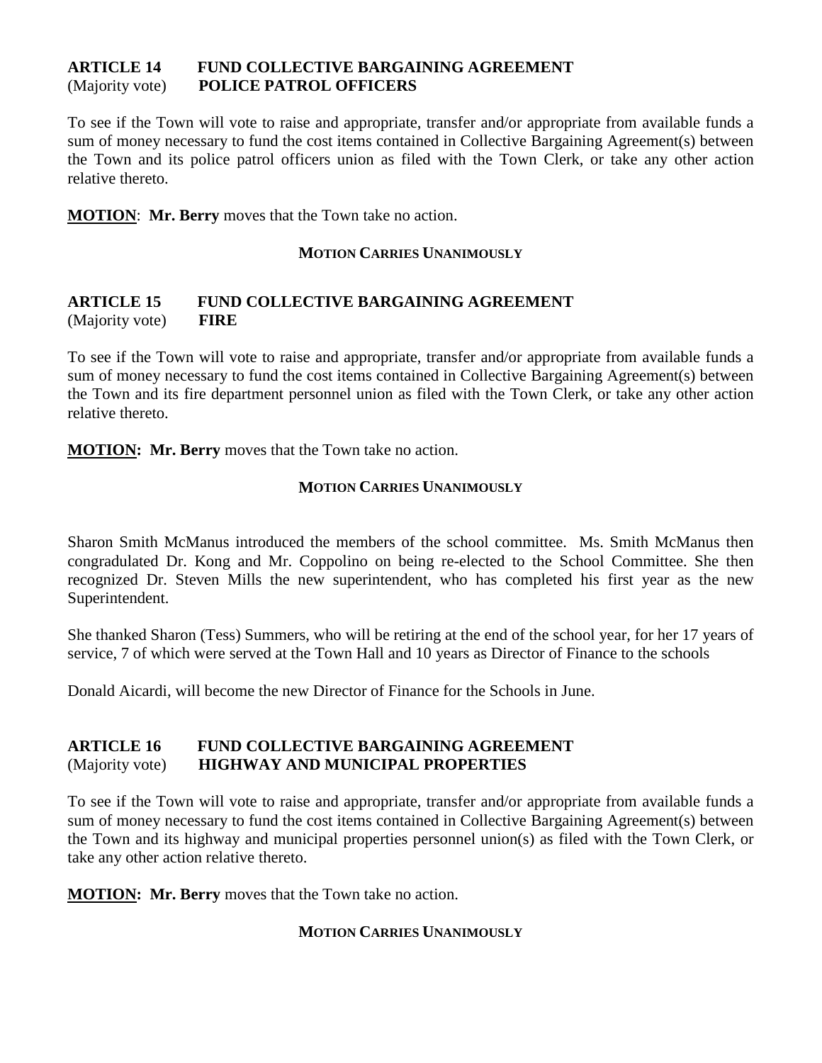**ARTICLE 14 FUND COLLECTIVE BARGAINING AGREEMENT**
(Majority vote) **POLICE PATROL OFFICERS**

To see if the Town will vote to raise and appropriate, transfer and/or appropriate from available funds a sum of money necessary to fund the cost items contained in Collective Bargaining Agreement(s) between the Town and its police patrol officers union as filed with the Town Clerk, or take any other action relative thereto.

**MOTION**: **Mr. Berry** moves that the Town take no action.

**MOTION CARRIES UNANIMOUSLY**

**ARTICLE 15 FUND COLLECTIVE BARGAINING AGREEMENT**
(Majority vote) **FIRE**

To see if the Town will vote to raise and appropriate, transfer and/or appropriate from available funds a sum of money necessary to fund the cost items contained in Collective Bargaining Agreement(s) between the Town and its fire department personnel union as filed with the Town Clerk, or take any other action relative thereto.

**MOTION: Mr. Berry** moves that the Town take no action.

**MOTION CARRIES UNANIMOUSLY**

Sharon Smith McManus introduced the members of the school committee. Ms. Smith McManus then congradulated Dr. Kong and Mr. Coppolino on being re-elected to the School Committee. She then recognized Dr. Steven Mills the new superintendent, who has completed his first year as the new Superintendent.

She thanked Sharon (Tess) Summers, who will be retiring at the end of the school year, for her 17 years of service, 7 of which were served at the Town Hall and 10 years as Director of Finance to the schools

Donald Aicardi, will become the new Director of Finance for the Schools in June.

**ARTICLE 16 FUND COLLECTIVE BARGAINING AGREEMENT**
(Majority vote) **HIGHWAY AND MUNICIPAL PROPERTIES**

To see if the Town will vote to raise and appropriate, transfer and/or appropriate from available funds a sum of money necessary to fund the cost items contained in Collective Bargaining Agreement(s) between the Town and its highway and municipal properties personnel union(s) as filed with the Town Clerk, or take any other action relative thereto.

**MOTION: Mr. Berry** moves that the Town take no action.

**MOTION CARRIES UNANIMOUSLY**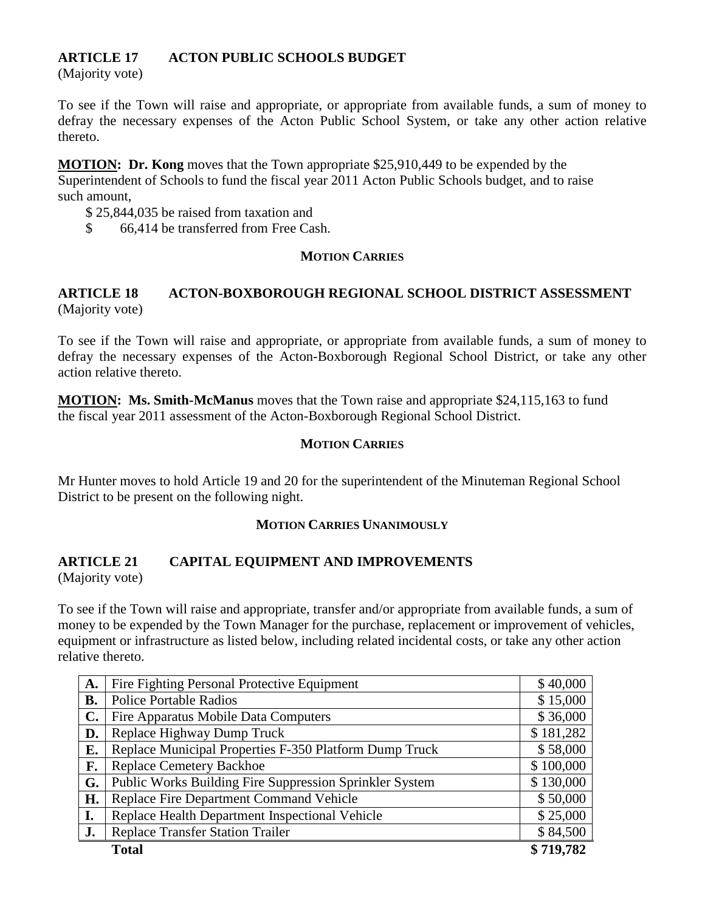## ARTICLE 17 ACTON PUBLIC SCHOOLS BUDGET

(Majority vote)

To see if the Town will raise and appropriate, or appropriate from available funds, a sum of money to defray the necessary expenses of the Acton Public School System, or take any other action relative thereto.

**MOTION: Dr. Kong** moves that the Town appropriate $25,910,449 to be expended by the Superintendent of Schools to fund the fiscal year 2011 Acton Public Schools budget, and to raise such amount,

$ 25,844,035 be raised from taxation and

$ 66,414 be transferred from Free Cash.

**MOTION CARRIES**

## ARTICLE 18 ACTON-BOXBOROUGH REGIONAL SCHOOL DISTRICT ASSESSMENT

(Majority vote)

To see if the Town will raise and appropriate, or appropriate from available funds, a sum of money to defray the necessary expenses of the Acton-Boxborough Regional School District, or take any other action relative thereto.

**MOTION: Ms. Smith-McManus** moves that the Town raise and appropriate $24,115,163 to fund the fiscal year 2011 assessment of the Acton-Boxborough Regional School District.

**MOTION CARRIES**

Mr Hunter moves to hold Article 19 and 20 for the superintendent of the Minuteman Regional School District to be present on the following night.

**MOTION CARRIES UNANIMOUSLY**

## ARTICLE 21 CAPITAL EQUIPMENT AND IMPROVEMENTS

(Majority vote)

To see if the Town will raise and appropriate, transfer and/or appropriate from available funds, a sum of money to be expended by the Town Manager for the purchase, replacement or improvement of vehicles, equipment or infrastructure as listed below, including related incidental costs, or take any other action relative thereto.

| | | |
|---|---|---|
| **A.** | Fire Fighting Personal Protective Equipment | $ 40,000 |
| **B.** | Police Portable Radios | $ 15,000 |
| **C.** | Fire Apparatus Mobile Data Computers | $ 36,000 |
| **D.** | Replace Highway Dump Truck | $ 181,282 |
| **E.** | Replace Municipal Properties F-350 Platform Dump Truck | $ 58,000 |
| **F.** | Replace Cemetery Backhoe | $ 100,000 |
| **G.** | Public Works Building Fire Suppression Sprinkler System | $ 130,000 |
| **H.** | Replace Fire Department Command Vehicle | $ 50,000 |
| **I.** | Replace Health Department Inspectional Vehicle | $ 25,000 |
| **J.** | Replace Transfer Station Trailer | $ 84,500 |
| | **Total** | **$ 719,782** |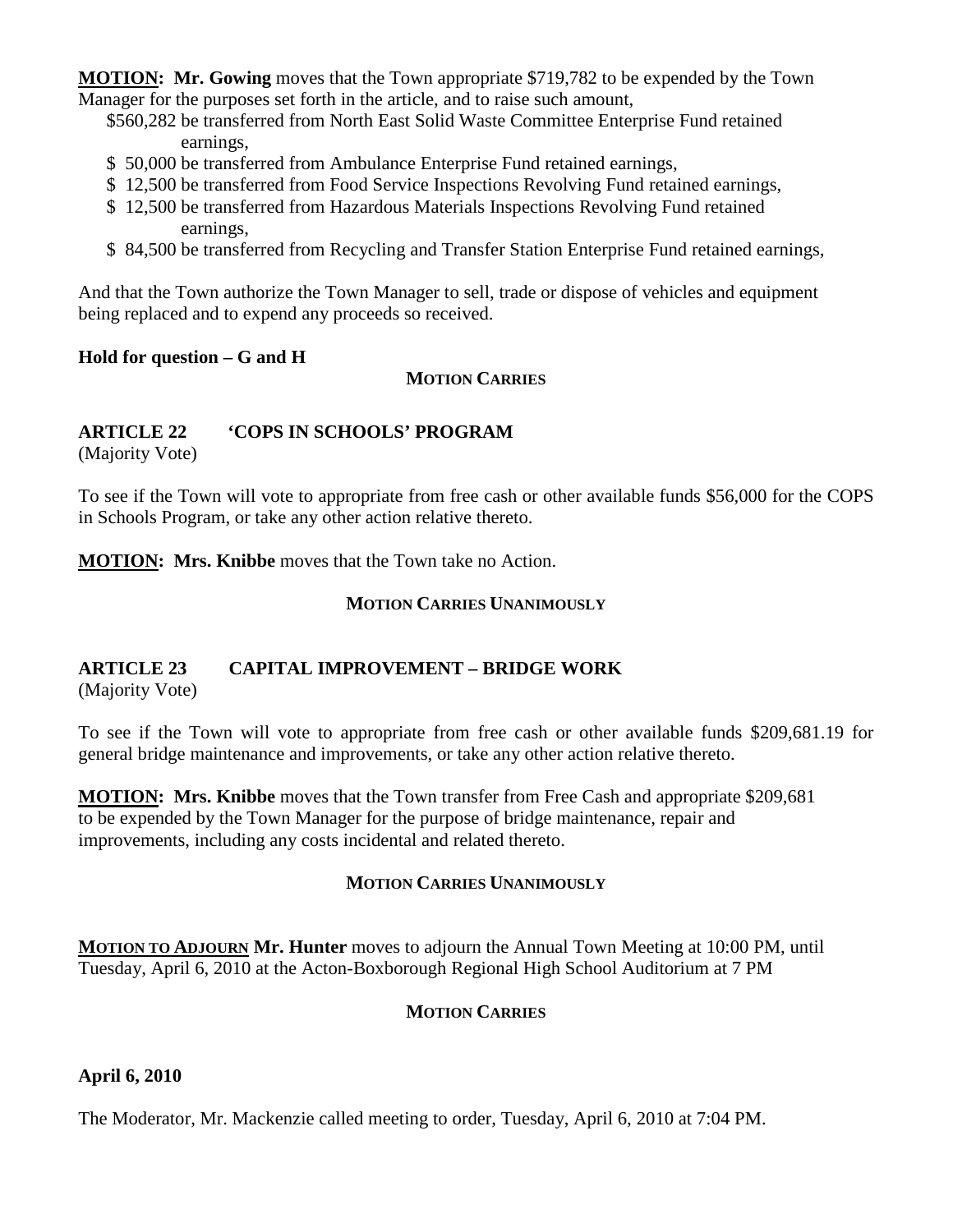**MOTION: Mr. Gowing** moves that the Town appropriate $719,782 to be expended by the Town Manager for the purposes set forth in the article, and to raise such amount,

- $560,282 be transferred from North East Solid Waste Committee Enterprise Fund retained earnings,
- $ 50,000 be transferred from Ambulance Enterprise Fund retained earnings,
- $ 12,500 be transferred from Food Service Inspections Revolving Fund retained earnings,
- $ 12,500 be transferred from Hazardous Materials Inspections Revolving Fund retained earnings,
- $ 84,500 be transferred from Recycling and Transfer Station Enterprise Fund retained earnings,

And that the Town authorize the Town Manager to sell, trade or dispose of vehicles and equipment being replaced and to expend any proceeds so received.

**Hold for question – G and H**

**MOTION CARRIES**

**ARTICLE 22 'COPS IN SCHOOLS' PROGRAM**
(Majority Vote)

To see if the Town will vote to appropriate from free cash or other available funds $56,000 for the COPS in Schools Program, or take any other action relative thereto.

**MOTION: Mrs. Knibbe** moves that the Town take no Action.

**MOTION CARRIES UNANIMOUSLY**

**ARTICLE 23 CAPITAL IMPROVEMENT – BRIDGE WORK**
(Majority Vote)

To see if the Town will vote to appropriate from free cash or other available funds $209,681.19 for general bridge maintenance and improvements, or take any other action relative thereto.

**MOTION: Mrs. Knibbe** moves that the Town transfer from Free Cash and appropriate $209,681 to be expended by the Town Manager for the purpose of bridge maintenance, repair and improvements, including any costs incidental and related thereto.

**MOTION CARRIES UNANIMOUSLY**

**MOTION TO ADJOURN Mr. Hunter** moves to adjourn the Annual Town Meeting at 10:00 PM, until Tuesday, April 6, 2010 at the Acton-Boxborough Regional High School Auditorium at 7 PM

**MOTION CARRIES**

**April 6, 2010**

The Moderator, Mr. Mackenzie called meeting to order, Tuesday, April 6, 2010 at 7:04 PM.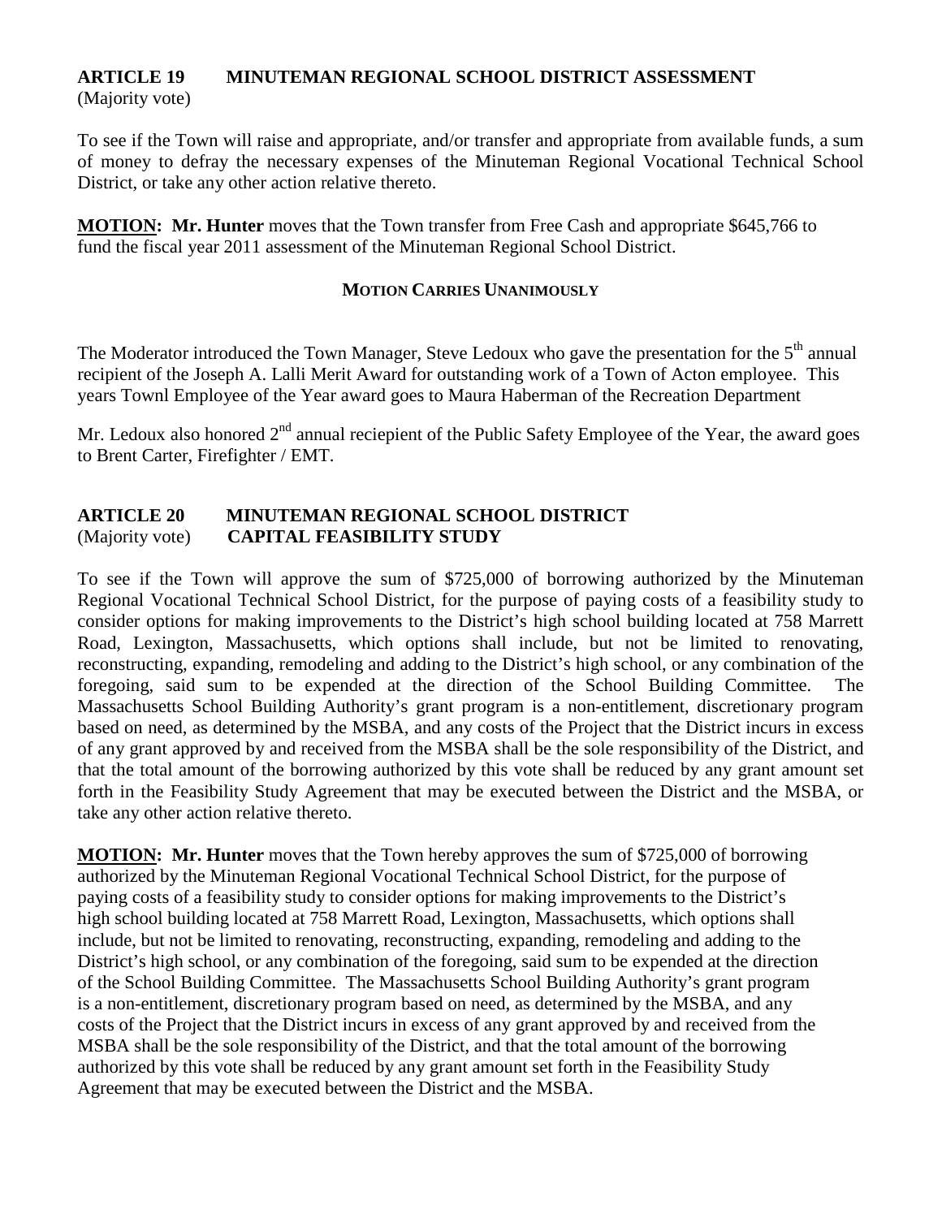**ARTICLE 19 MINUTEMAN REGIONAL SCHOOL DISTRICT ASSESSMENT**
(Majority vote)

To see if the Town will raise and appropriate, and/or transfer and appropriate from available funds, a sum of money to defray the necessary expenses of the Minuteman Regional Vocational Technical School District, or take any other action relative thereto.

**MOTION: Mr. Hunter** moves that the Town transfer from Free Cash and appropriate $645,766 to fund the fiscal year 2011 assessment of the Minuteman Regional School District.

**MOTION CARRIES UNANIMOUSLY**

The Moderator introduced the Town Manager, Steve Ledoux who gave the presentation for the 5th annual recipient of the Joseph A. Lalli Merit Award for outstanding work of a Town of Acton employee. This years Townl Employee of the Year award goes to Maura Haberman of the Recreation Department

Mr. Ledoux also honored 2nd annual reciepient of the Public Safety Employee of the Year, the award goes to Brent Carter, Firefighter / EMT.

**ARTICLE 20 MINUTEMAN REGIONAL SCHOOL DISTRICT**
(Majority vote) **CAPITAL FEASIBILITY STUDY**

To see if the Town will approve the sum of $725,000 of borrowing authorized by the Minuteman Regional Vocational Technical School District, for the purpose of paying costs of a feasibility study to consider options for making improvements to the District's high school building located at 758 Marrett Road, Lexington, Massachusetts, which options shall include, but not be limited to renovating, reconstructing, expanding, remodeling and adding to the District's high school, or any combination of the foregoing, said sum to be expended at the direction of the School Building Committee. The Massachusetts School Building Authority's grant program is a non-entitlement, discretionary program based on need, as determined by the MSBA, and any costs of the Project that the District incurs in excess of any grant approved by and received from the MSBA shall be the sole responsibility of the District, and that the total amount of the borrowing authorized by this vote shall be reduced by any grant amount set forth in the Feasibility Study Agreement that may be executed between the District and the MSBA, or take any other action relative thereto.

**MOTION: Mr. Hunter** moves that the Town hereby approves the sum of $725,000 of borrowing authorized by the Minuteman Regional Vocational Technical School District, for the purpose of paying costs of a feasibility study to consider options for making improvements to the District's high school building located at 758 Marrett Road, Lexington, Massachusetts, which options shall include, but not be limited to renovating, reconstructing, expanding, remodeling and adding to the District's high school, or any combination of the foregoing, said sum to be expended at the direction of the School Building Committee. The Massachusetts School Building Authority's grant program is a non-entitlement, discretionary program based on need, as determined by the MSBA, and any costs of the Project that the District incurs in excess of any grant approved by and received from the MSBA shall be the sole responsibility of the District, and that the total amount of the borrowing authorized by this vote shall be reduced by any grant amount set forth in the Feasibility Study Agreement that may be executed between the District and the MSBA.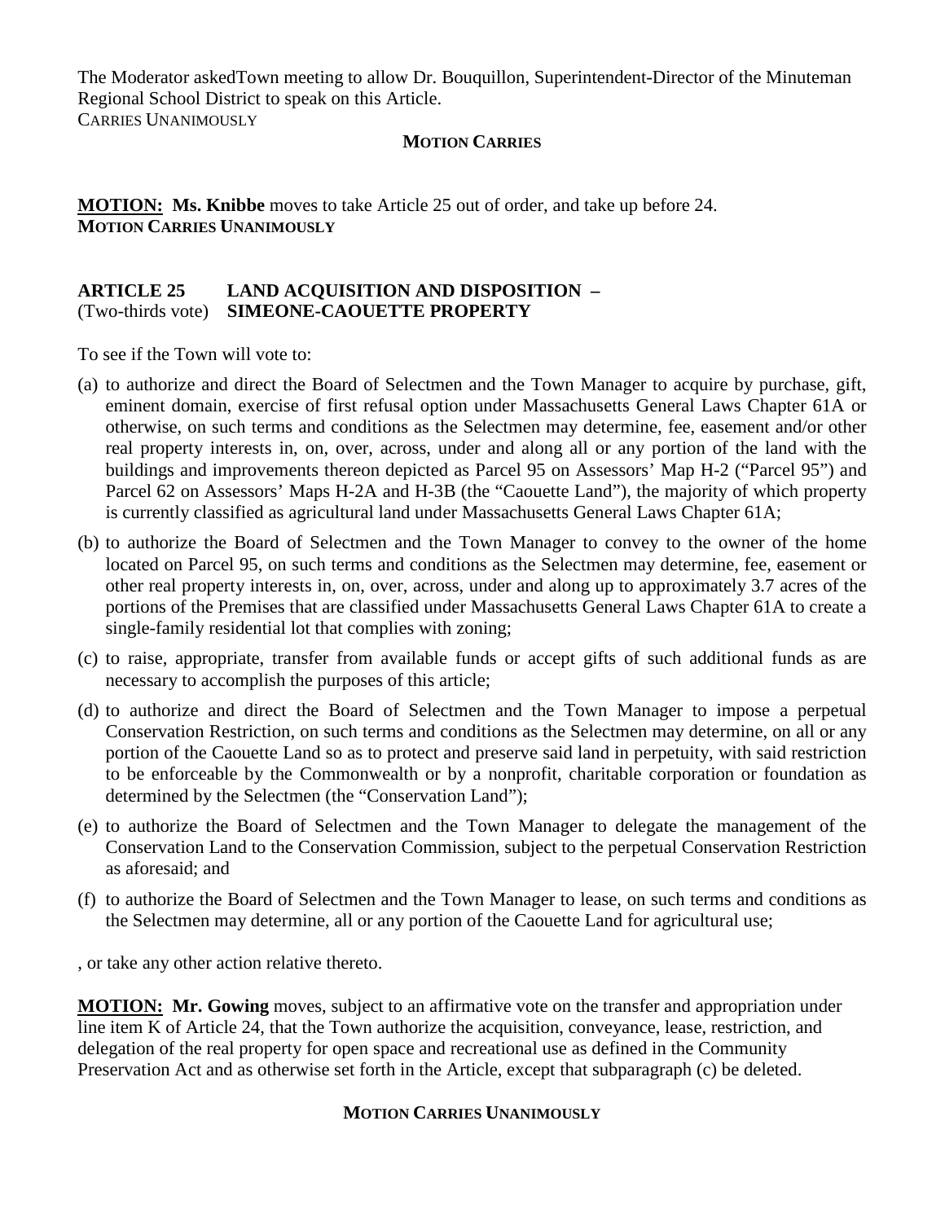The Moderator askedTown meeting to allow Dr. Bouquillon, Superintendent-Director of the Minuteman Regional School District to speak on this Article.
CARRIES UNANIMOUSLY

**MOTION CARRIES**

**MOTION:** **Ms. Knibbe** moves to take Article 25 out of order, and take up before 24.
**MOTION CARRIES UNANIMOUSLY**

**ARTICLE 25 LAND ACQUISITION AND DISPOSITION –**
(Two-thirds vote) **SIMEONE-CAOUETTE PROPERTY**

To see if the Town will vote to:

(a) to authorize and direct the Board of Selectmen and the Town Manager to acquire by purchase, gift, eminent domain, exercise of first refusal option under Massachusetts General Laws Chapter 61A or otherwise, on such terms and conditions as the Selectmen may determine, fee, easement and/or other real property interests in, on, over, across, under and along all or any portion of the land with the buildings and improvements thereon depicted as Parcel 95 on Assessors' Map H-2 ("Parcel 95") and Parcel 62 on Assessors' Maps H-2A and H-3B (the "Caouette Land"), the majority of which property is currently classified as agricultural land under Massachusetts General Laws Chapter 61A;

(b) to authorize the Board of Selectmen and the Town Manager to convey to the owner of the home located on Parcel 95, on such terms and conditions as the Selectmen may determine, fee, easement or other real property interests in, on, over, across, under and along up to approximately 3.7 acres of the portions of the Premises that are classified under Massachusetts General Laws Chapter 61A to create a single-family residential lot that complies with zoning;

(c) to raise, appropriate, transfer from available funds or accept gifts of such additional funds as are necessary to accomplish the purposes of this article;

(d) to authorize and direct the Board of Selectmen and the Town Manager to impose a perpetual Conservation Restriction, on such terms and conditions as the Selectmen may determine, on all or any portion of the Caouette Land so as to protect and preserve said land in perpetuity, with said restriction to be enforceable by the Commonwealth or by a nonprofit, charitable corporation or foundation as determined by the Selectmen (the "Conservation Land");

(e) to authorize the Board of Selectmen and the Town Manager to delegate the management of the Conservation Land to the Conservation Commission, subject to the perpetual Conservation Restriction as aforesaid; and

(f) to authorize the Board of Selectmen and the Town Manager to lease, on such terms and conditions as the Selectmen may determine, all or any portion of the Caouette Land for agricultural use;

, or take any other action relative thereto.

**MOTION:** **Mr. Gowing** moves, subject to an affirmative vote on the transfer and appropriation under line item K of Article 24, that the Town authorize the acquisition, conveyance, lease, restriction, and delegation of the real property for open space and recreational use as defined in the Community Preservation Act and as otherwise set forth in the Article, except that subparagraph (c) be deleted.

**MOTION CARRIES UNANIMOUSLY**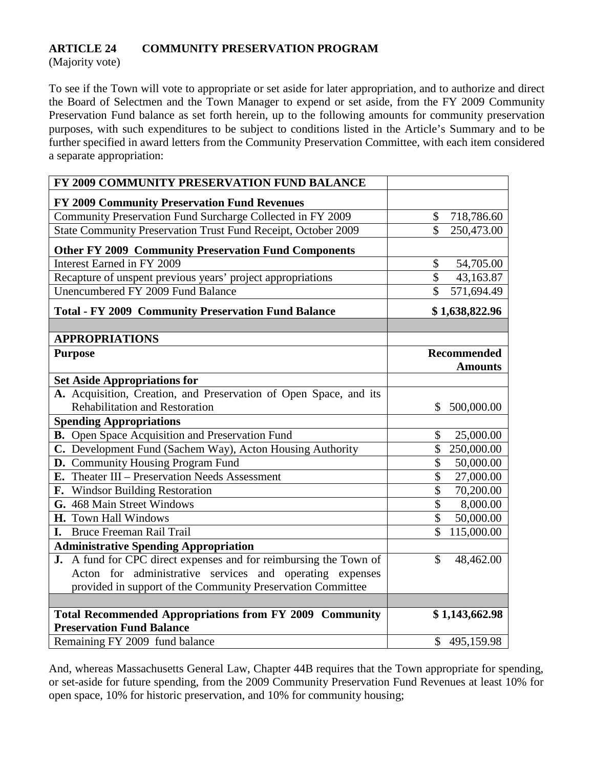**ARTICLE 24 COMMUNITY PRESERVATION PROGRAM**
(Majority vote)

To see if the Town will vote to appropriate or set aside for later appropriation, and to authorize and direct the Board of Selectmen and the Town Manager to expend or set aside, from the FY 2009 Community Preservation Fund balance as set forth herein, up to the following amounts for community preservation purposes, with such expenditures to be subject to conditions listed in the Article's Summary and to be further specified in award letters from the Community Preservation Committee, with each item considered a separate appropriation:

| **FY 2009 COMMUNITY PRESERVATION FUND BALANCE** | |
|---|---|
| **FY 2009 Community Preservation Fund Revenues** | |
| Community Preservation Fund Surcharge Collected in FY 2009 | $ 718,786.60 |
| State Community Preservation Trust Fund Receipt, October 2009 | $ 250,473.00 |
| **Other FY 2009 Community Preservation Fund Components** | |
| Interest Earned in FY 2009 | $ 54,705.00 |
| Recapture of unspent previous years' project appropriations | $ 43,163.87 |
| Unencumbered FY 2009 Fund Balance | $ 571,694.49 |
| **Total - FY 2009 Community Preservation Fund Balance** | **$ 1,638,822.96** |
| | |
| **APPROPRIATIONS** | |
| **Purpose** | **Recommended Amounts** |
| **Set Aside Appropriations for** | |
| **A.** Acquisition, Creation, and Preservation of Open Space, and its Rehabilitation and Restoration | $ 500,000.00 |
| **Spending Appropriations** | |
| **B.** Open Space Acquisition and Preservation Fund | $ 25,000.00 |
| **C.** Development Fund (Sachem Way), Acton Housing Authority | $ 250,000.00 |
| **D.** Community Housing Program Fund | $ 50,000.00 |
| **E.** Theater III – Preservation Needs Assessment | $ 27,000.00 |
| **F.** Windsor Building Restoration | $ 70,200.00 |
| **G.** 468 Main Street Windows | $ 8,000.00 |
| **H.** Town Hall Windows | $ 50,000.00 |
| **I.** Bruce Freeman Rail Trail | $ 115,000.00 |
| **Administrative Spending Appropriation** | |
| **J.** A fund for CPC direct expenses and for reimbursing the Town of Acton for administrative services and operating expenses provided in support of the Community Preservation Committee | $ 48,462.00 |
| | |
| **Total Recommended Appropriations from FY 2009 Community Preservation Fund Balance** | **$ 1,143,662.98** |
| Remaining FY 2009 fund balance | $ 495,159.98 |

And, whereas Massachusetts General Law, Chapter 44B requires that the Town appropriate for spending, or set-aside for future spending, from the 2009 Community Preservation Fund Revenues at least 10% for open space, 10% for historic preservation, and 10% for community housing;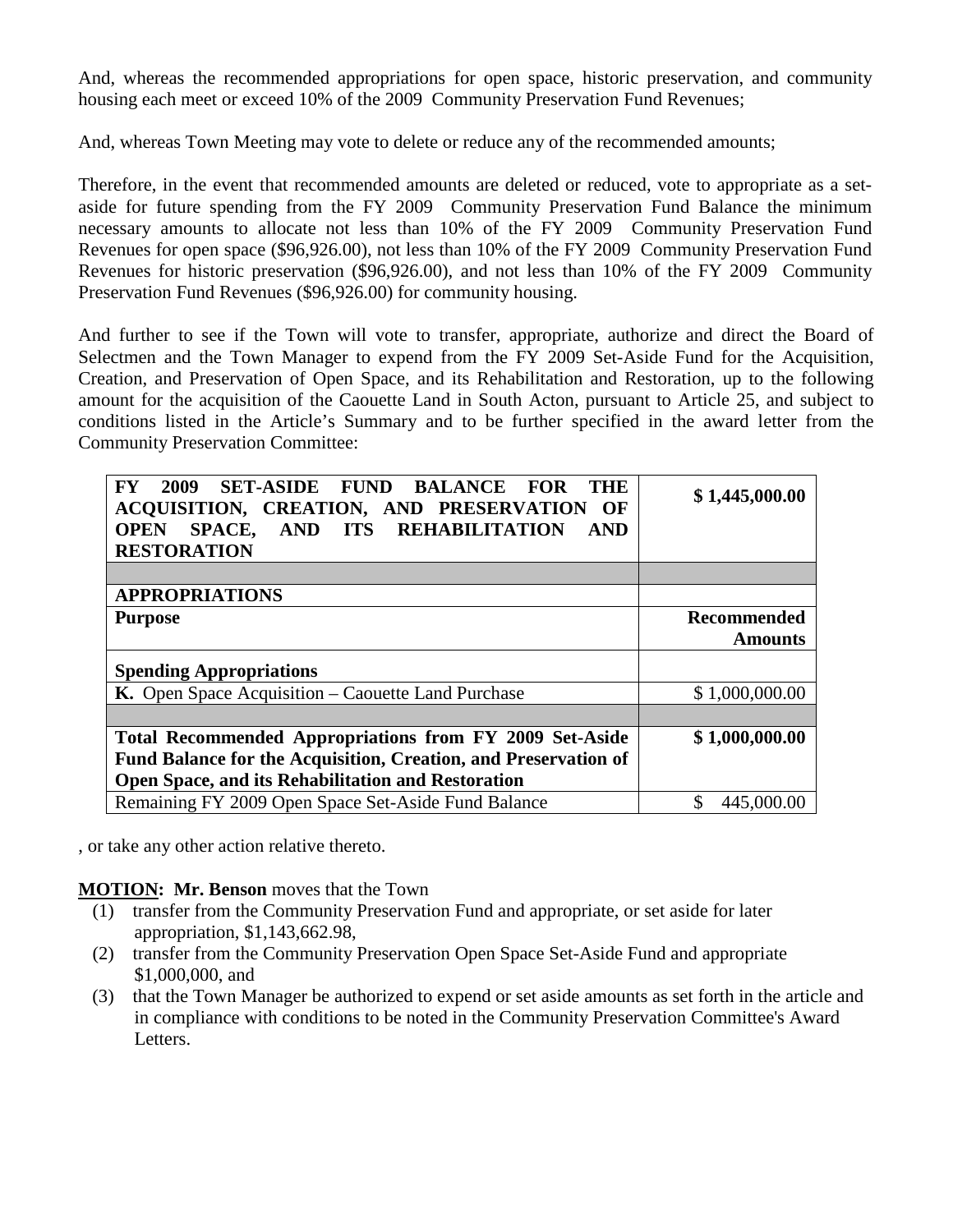And, whereas the recommended appropriations for open space, historic preservation, and community housing each meet or exceed 10% of the 2009 Community Preservation Fund Revenues;

And, whereas Town Meeting may vote to delete or reduce any of the recommended amounts;

Therefore, in the event that recommended amounts are deleted or reduced, vote to appropriate as a set-aside for future spending from the FY 2009 Community Preservation Fund Balance the minimum necessary amounts to allocate not less than 10% of the FY 2009 Community Preservation Fund Revenues for open space ($96,926.00), not less than 10% of the FY 2009 Community Preservation Fund Revenues for historic preservation ($96,926.00), and not less than 10% of the FY 2009 Community Preservation Fund Revenues ($96,926.00) for community housing.

And further to see if the Town will vote to transfer, appropriate, authorize and direct the Board of Selectmen and the Town Manager to expend from the FY 2009 Set-Aside Fund for the Acquisition, Creation, and Preservation of Open Space, and its Rehabilitation and Restoration, up to the following amount for the acquisition of the Caouette Land in South Acton, pursuant to Article 25, and subject to conditions listed in the Article's Summary and to be further specified in the award letter from the Community Preservation Committee:

| **FY 2009 SET-ASIDE FUND BALANCE FOR THE ACQUISITION, CREATION, AND PRESERVATION OF OPEN SPACE, AND ITS REHABILITATION AND RESTORATION** | **$ 1,445,000.00** |
|---|---|
| | |
| **APPROPRIATIONS** | |
| **Purpose** | **Recommended Amounts** |
| **Spending Appropriations** | |
| **K.** Open Space Acquisition – Caouette Land Purchase | $ 1,000,000.00 |
| | |
| **Total Recommended Appropriations from FY 2009 Set-Aside Fund Balance for the Acquisition, Creation, and Preservation of Open Space, and its Rehabilitation and Restoration** | **$ 1,000,000.00** |
| Remaining FY 2009 Open Space Set-Aside Fund Balance | $ 445,000.00 |

, or take any other action relative thereto.

**MOTION: Mr. Benson** moves that the Town

(1) transfer from the Community Preservation Fund and appropriate, or set aside for later appropriation, $1,143,662.98,

(2) transfer from the Community Preservation Open Space Set-Aside Fund and appropriate $1,000,000, and

(3) that the Town Manager be authorized to expend or set aside amounts as set forth in the article and in compliance with conditions to be noted in the Community Preservation Committee's Award Letters.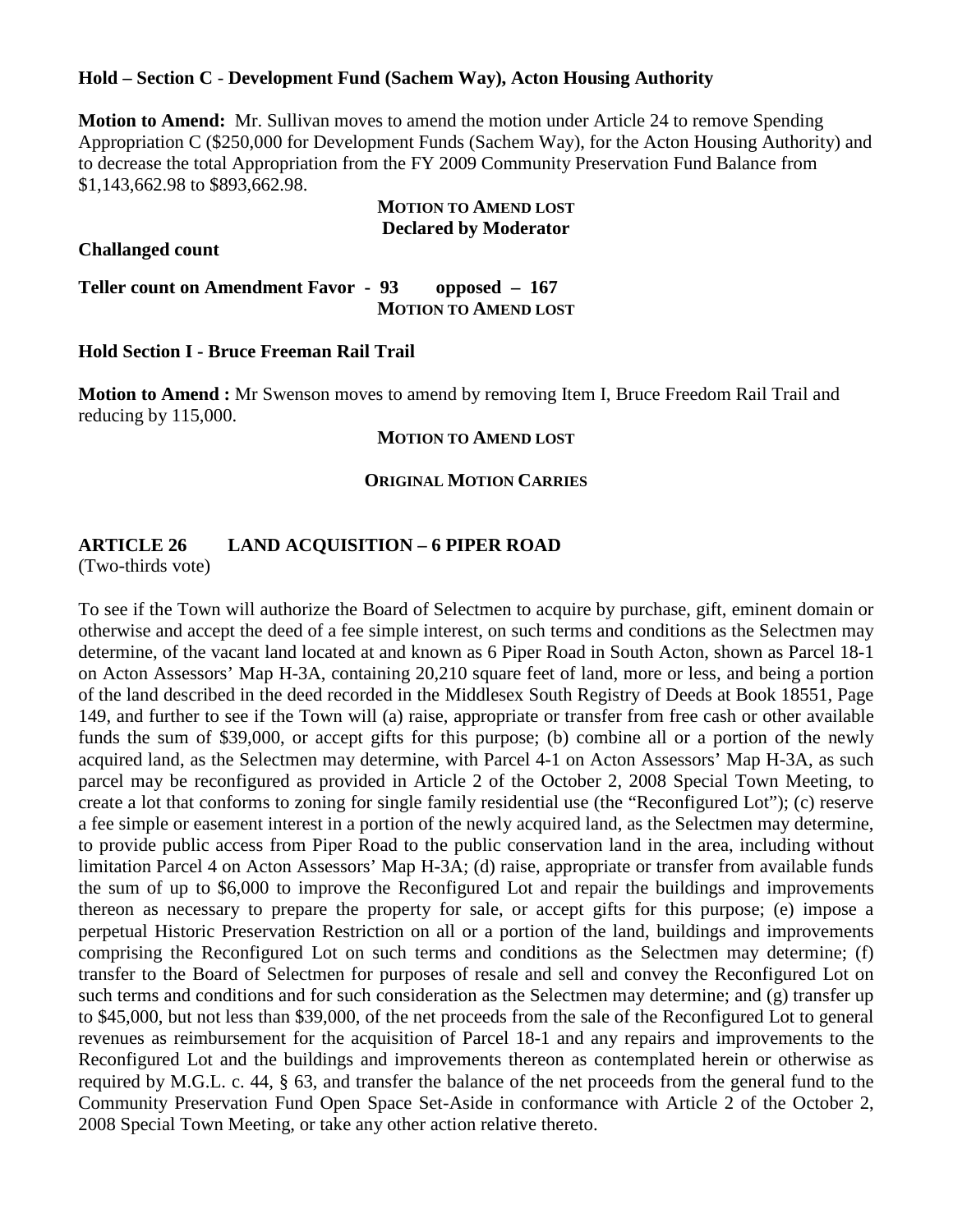**Hold – Section C - Development Fund (Sachem Way), Acton Housing Authority**

**Motion to Amend:** Mr. Sullivan moves to amend the motion under Article 24 to remove Spending Appropriation C ($250,000 for Development Funds (Sachem Way), for the Acton Housing Authority) and to decrease the total Appropriation from the FY 2009 Community Preservation Fund Balance from $1,143,662.98 to $893,662.98.

**MOTION TO AMEND LOST**
**Declared by Moderator**

**Challanged count**

**Teller count on Amendment Favor - 93 opposed – 167**
**MOTION TO AMEND LOST**

**Hold Section I - Bruce Freeman Rail Trail**

**Motion to Amend :** Mr Swenson moves to amend by removing Item I, Bruce Freedom Rail Trail and reducing by 115,000.

**MOTION TO AMEND LOST**

**ORIGINAL MOTION CARRIES**

## ARTICLE 26 LAND ACQUISITION – 6 PIPER ROAD

(Two-thirds vote)

To see if the Town will authorize the Board of Selectmen to acquire by purchase, gift, eminent domain or otherwise and accept the deed of a fee simple interest, on such terms and conditions as the Selectmen may determine, of the vacant land located at and known as 6 Piper Road in South Acton, shown as Parcel 18-1 on Acton Assessors' Map H-3A, containing 20,210 square feet of land, more or less, and being a portion of the land described in the deed recorded in the Middlesex South Registry of Deeds at Book 18551, Page 149, and further to see if the Town will (a) raise, appropriate or transfer from free cash or other available funds the sum of $39,000, or accept gifts for this purpose; (b) combine all or a portion of the newly acquired land, as the Selectmen may determine, with Parcel 4-1 on Acton Assessors' Map H-3A, as such parcel may be reconfigured as provided in Article 2 of the October 2, 2008 Special Town Meeting, to create a lot that conforms to zoning for single family residential use (the "Reconfigured Lot"); (c) reserve a fee simple or easement interest in a portion of the newly acquired land, as the Selectmen may determine, to provide public access from Piper Road to the public conservation land in the area, including without limitation Parcel 4 on Acton Assessors' Map H-3A; (d) raise, appropriate or transfer from available funds the sum of up to $6,000 to improve the Reconfigured Lot and repair the buildings and improvements thereon as necessary to prepare the property for sale, or accept gifts for this purpose; (e) impose a perpetual Historic Preservation Restriction on all or a portion of the land, buildings and improvements comprising the Reconfigured Lot on such terms and conditions as the Selectmen may determine; (f) transfer to the Board of Selectmen for purposes of resale and sell and convey the Reconfigured Lot on such terms and conditions and for such consideration as the Selectmen may determine; and (g) transfer up to $45,000, but not less than $39,000, of the net proceeds from the sale of the Reconfigured Lot to general revenues as reimbursement for the acquisition of Parcel 18-1 and any repairs and improvements to the Reconfigured Lot and the buildings and improvements thereon as contemplated herein or otherwise as required by M.G.L. c. 44, § 63, and transfer the balance of the net proceeds from the general fund to the Community Preservation Fund Open Space Set-Aside in conformance with Article 2 of the October 2, 2008 Special Town Meeting, or take any other action relative thereto.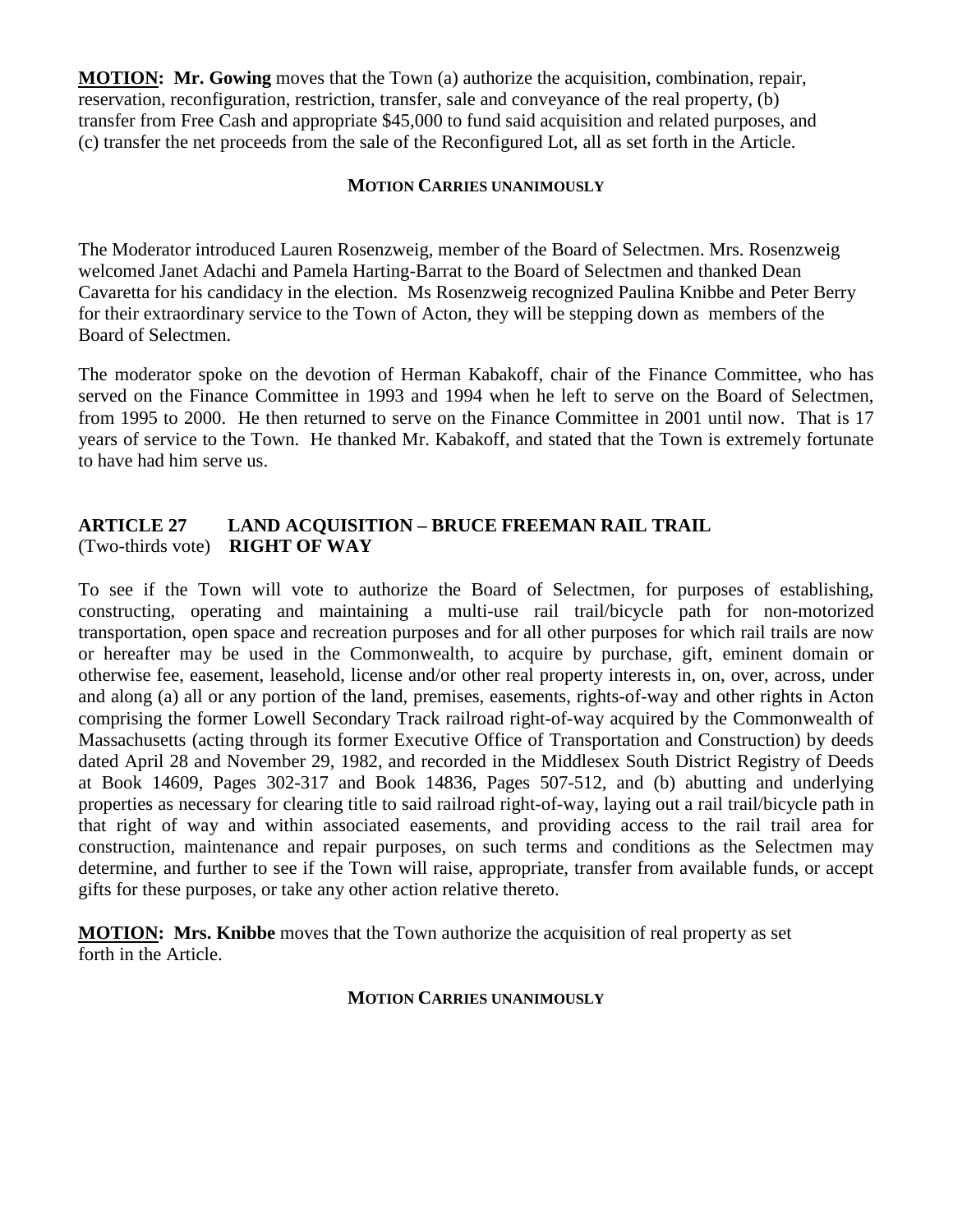**MOTION: Mr. Gowing** moves that the Town (a) authorize the acquisition, combination, repair, reservation, reconfiguration, restriction, transfer, sale and conveyance of the real property, (b) transfer from Free Cash and appropriate $45,000 to fund said acquisition and related purposes, and (c) transfer the net proceeds from the sale of the Reconfigured Lot, all as set forth in the Article.

**MOTION CARRIES UNANIMOUSLY**

The Moderator introduced Lauren Rosenzweig, member of the Board of Selectmen. Mrs. Rosenzweig welcomed Janet Adachi and Pamela Harting-Barrat to the Board of Selectmen and thanked Dean Cavaretta for his candidacy in the election. Ms Rosenzweig recognized Paulina Knibbe and Peter Berry for their extraordinary service to the Town of Acton, they will be stepping down as members of the Board of Selectmen.

The moderator spoke on the devotion of Herman Kabakoff, chair of the Finance Committee, who has served on the Finance Committee in 1993 and 1994 when he left to serve on the Board of Selectmen, from 1995 to 2000. He then returned to serve on the Finance Committee in 2001 until now. That is 17 years of service to the Town. He thanked Mr. Kabakoff, and stated that the Town is extremely fortunate to have had him serve us.

### ARTICLE 27 LAND ACQUISITION – BRUCE FREEMAN RAIL TRAIL RIGHT OF WAY
(Two-thirds vote)

To see if the Town will vote to authorize the Board of Selectmen, for purposes of establishing, constructing, operating and maintaining a multi-use rail trail/bicycle path for non-motorized transportation, open space and recreation purposes and for all other purposes for which rail trails are now or hereafter may be used in the Commonwealth, to acquire by purchase, gift, eminent domain or otherwise fee, easement, leasehold, license and/or other real property interests in, on, over, across, under and along (a) all or any portion of the land, premises, easements, rights-of-way and other rights in Acton comprising the former Lowell Secondary Track railroad right-of-way acquired by the Commonwealth of Massachusetts (acting through its former Executive Office of Transportation and Construction) by deeds dated April 28 and November 29, 1982, and recorded in the Middlesex South District Registry of Deeds at Book 14609, Pages 302-317 and Book 14836, Pages 507-512, and (b) abutting and underlying properties as necessary for clearing title to said railroad right-of-way, laying out a rail trail/bicycle path in that right of way and within associated easements, and providing access to the rail trail area for construction, maintenance and repair purposes, on such terms and conditions as the Selectmen may determine, and further to see if the Town will raise, appropriate, transfer from available funds, or accept gifts for these purposes, or take any other action relative thereto.

**MOTION: Mrs. Knibbe** moves that the Town authorize the acquisition of real property as set forth in the Article.

**MOTION CARRIES UNANIMOUSLY**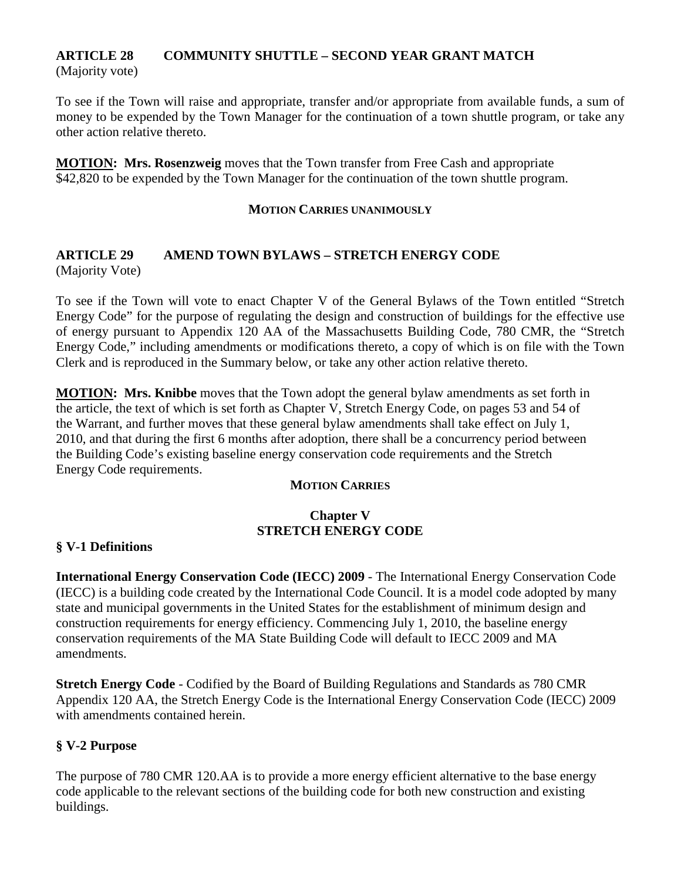## ARTICLE 28 COMMUNITY SHUTTLE – SECOND YEAR GRANT MATCH

(Majority vote)

To see if the Town will raise and appropriate, transfer and/or appropriate from available funds, a sum of money to be expended by the Town Manager for the continuation of a town shuttle program, or take any other action relative thereto.

**MOTION: Mrs. Rosenzweig** moves that the Town transfer from Free Cash and appropriate $42,820 to be expended by the Town Manager for the continuation of the town shuttle program.

**MOTION CARRIES UNANIMOUSLY**

## ARTICLE 29 AMEND TOWN BYLAWS – STRETCH ENERGY CODE

(Majority Vote)

To see if the Town will vote to enact Chapter V of the General Bylaws of the Town entitled "Stretch Energy Code" for the purpose of regulating the design and construction of buildings for the effective use of energy pursuant to Appendix 120 AA of the Massachusetts Building Code, 780 CMR, the "Stretch Energy Code," including amendments or modifications thereto, a copy of which is on file with the Town Clerk and is reproduced in the Summary below, or take any other action relative thereto.

**MOTION: Mrs. Knibbe** moves that the Town adopt the general bylaw amendments as set forth in the article, the text of which is set forth as Chapter V, Stretch Energy Code, on pages 53 and 54 of the Warrant, and further moves that these general bylaw amendments shall take effect on July 1, 2010, and that during the first 6 months after adoption, there shall be a concurrency period between the Building Code's existing baseline energy conservation code requirements and the Stretch Energy Code requirements.

**MOTION CARRIES**

### Chapter V
### STRETCH ENERGY CODE

#### § V-1 Definitions

**International Energy Conservation Code (IECC) 2009** - The International Energy Conservation Code (IECC) is a building code created by the International Code Council. It is a model code adopted by many state and municipal governments in the United States for the establishment of minimum design and construction requirements for energy efficiency. Commencing July 1, 2010, the baseline energy conservation requirements of the MA State Building Code will default to IECC 2009 and MA amendments.

**Stretch Energy Code** - Codified by the Board of Building Regulations and Standards as 780 CMR Appendix 120 AA, the Stretch Energy Code is the International Energy Conservation Code (IECC) 2009 with amendments contained herein.

#### § V-2 Purpose

The purpose of 780 CMR 120.AA is to provide a more energy efficient alternative to the base energy code applicable to the relevant sections of the building code for both new construction and existing buildings.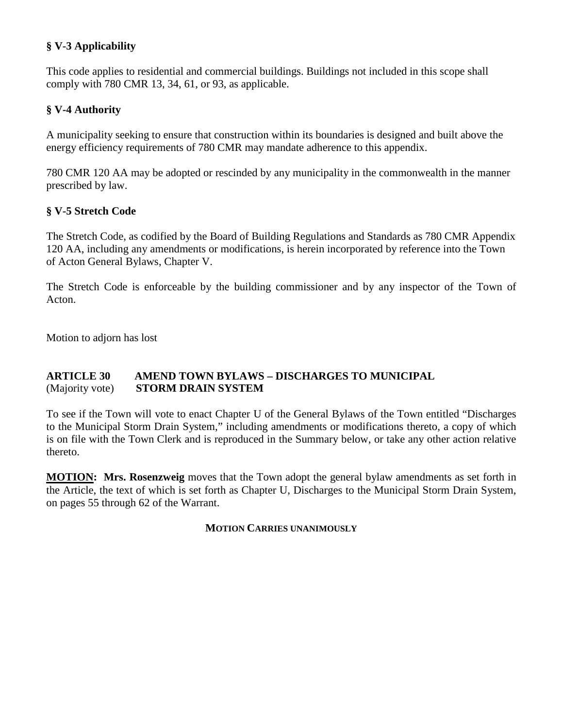### § V-3 Applicability

This code applies to residential and commercial buildings. Buildings not included in this scope shall comply with 780 CMR 13, 34, 61, or 93, as applicable.

### § V-4 Authority

A municipality seeking to ensure that construction within its boundaries is designed and built above the energy efficiency requirements of 780 CMR may mandate adherence to this appendix.

780 CMR 120 AA may be adopted or rescinded by any municipality in the commonwealth in the manner prescribed by law.

### § V-5 Stretch Code

The Stretch Code, as codified by the Board of Building Regulations and Standards as 780 CMR Appendix 120 AA, including any amendments or modifications, is herein incorporated by reference into the Town of Acton General Bylaws, Chapter V.

The Stretch Code is enforceable by the building commissioner and by any inspector of the Town of Acton.

Motion to adjorn has lost

**ARTICLE 30 AMEND TOWN BYLAWS – DISCHARGES TO MUNICIPAL**
(Majority vote) **STORM DRAIN SYSTEM**

To see if the Town will vote to enact Chapter U of the General Bylaws of the Town entitled "Discharges to the Municipal Storm Drain System," including amendments or modifications thereto, a copy of which is on file with the Town Clerk and is reproduced in the Summary below, or take any other action relative thereto.

**MOTION: Mrs. Rosenzweig** moves that the Town adopt the general bylaw amendments as set forth in the Article, the text of which is set forth as Chapter U, Discharges to the Municipal Storm Drain System, on pages 55 through 62 of the Warrant.

**MOTION CARRIES UNANIMOUSLY**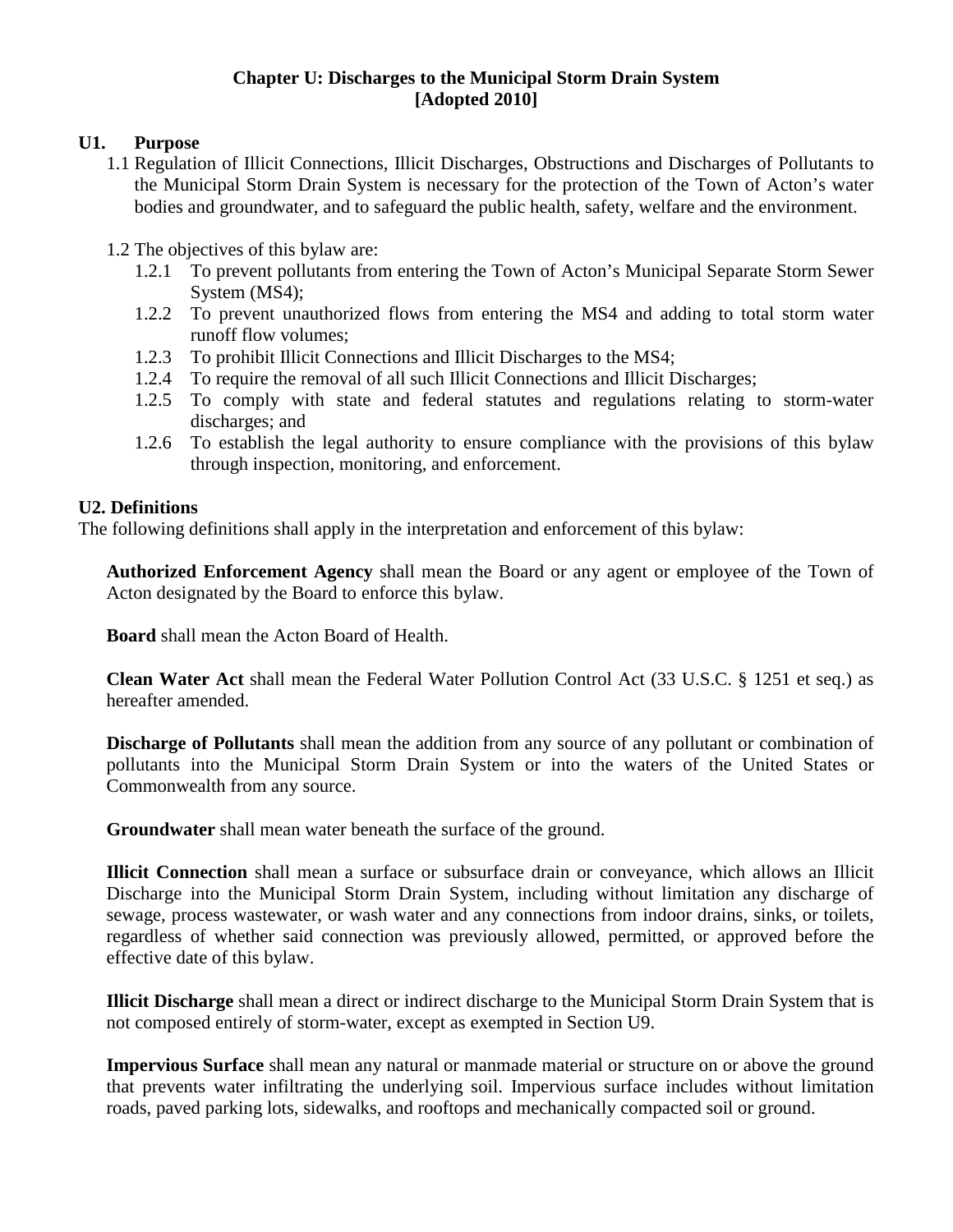**Chapter U: Discharges to the Municipal Storm Drain System**
**[Adopted 2010]**

## U1. Purpose

1.1 Regulation of Illicit Connections, Illicit Discharges, Obstructions and Discharges of Pollutants to the Municipal Storm Drain System is necessary for the protection of the Town of Acton's water bodies and groundwater, and to safeguard the public health, safety, welfare and the environment.

1.2 The objectives of this bylaw are:

1.2.1 To prevent pollutants from entering the Town of Acton's Municipal Separate Storm Sewer System (MS4);

1.2.2 To prevent unauthorized flows from entering the MS4 and adding to total storm water runoff flow volumes;

1.2.3 To prohibit Illicit Connections and Illicit Discharges to the MS4;

1.2.4 To require the removal of all such Illicit Connections and Illicit Discharges;

1.2.5 To comply with state and federal statutes and regulations relating to storm-water discharges; and

1.2.6 To establish the legal authority to ensure compliance with the provisions of this bylaw through inspection, monitoring, and enforcement.

## U2. Definitions

The following definitions shall apply in the interpretation and enforcement of this bylaw:

**Authorized Enforcement Agency** shall mean the Board or any agent or employee of the Town of Acton designated by the Board to enforce this bylaw.

**Board** shall mean the Acton Board of Health.

**Clean Water Act** shall mean the Federal Water Pollution Control Act (33 U.S.C. § 1251 et seq.) as hereafter amended.

**Discharge of Pollutants** shall mean the addition from any source of any pollutant or combination of pollutants into the Municipal Storm Drain System or into the waters of the United States or Commonwealth from any source.

**Groundwater** shall mean water beneath the surface of the ground.

**Illicit Connection** shall mean a surface or subsurface drain or conveyance, which allows an Illicit Discharge into the Municipal Storm Drain System, including without limitation any discharge of sewage, process wastewater, or wash water and any connections from indoor drains, sinks, or toilets, regardless of whether said connection was previously allowed, permitted, or approved before the effective date of this bylaw.

**Illicit Discharge** shall mean a direct or indirect discharge to the Municipal Storm Drain System that is not composed entirely of storm-water, except as exempted in Section U9.

**Impervious Surface** shall mean any natural or manmade material or structure on or above the ground that prevents water infiltrating the underlying soil. Impervious surface includes without limitation roads, paved parking lots, sidewalks, and rooftops and mechanically compacted soil or ground.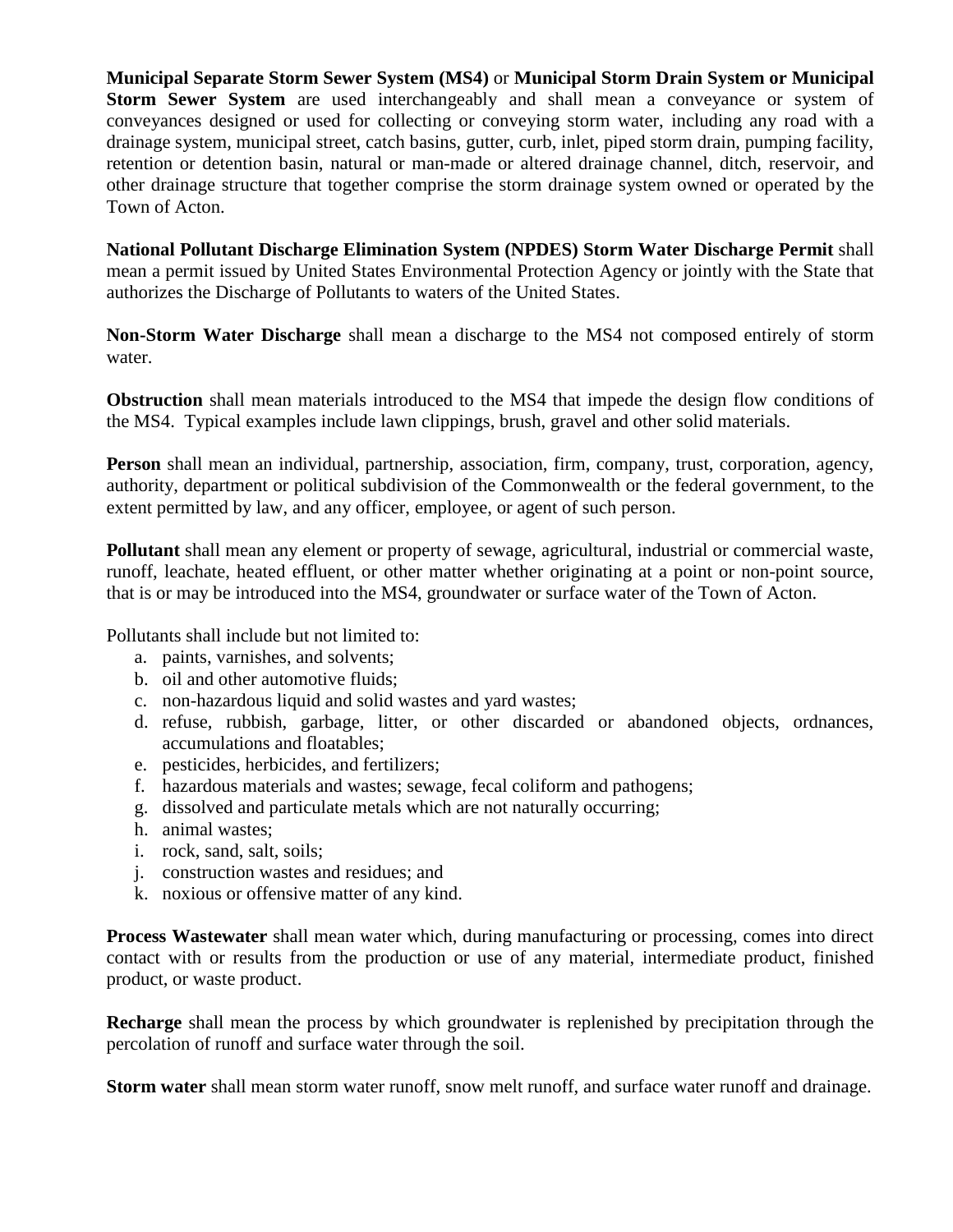**Municipal Separate Storm Sewer System (MS4)** or **Municipal Storm Drain System or Municipal Storm Sewer System** are used interchangeably and shall mean a conveyance or system of conveyances designed or used for collecting or conveying storm water, including any road with a drainage system, municipal street, catch basins, gutter, curb, inlet, piped storm drain, pumping facility, retention or detention basin, natural or man-made or altered drainage channel, ditch, reservoir, and other drainage structure that together comprise the storm drainage system owned or operated by the Town of Acton.

**National Pollutant Discharge Elimination System (NPDES) Storm Water Discharge Permit** shall mean a permit issued by United States Environmental Protection Agency or jointly with the State that authorizes the Discharge of Pollutants to waters of the United States.

**Non-Storm Water Discharge** shall mean a discharge to the MS4 not composed entirely of storm water.

**Obstruction** shall mean materials introduced to the MS4 that impede the design flow conditions of the MS4. Typical examples include lawn clippings, brush, gravel and other solid materials.

**Person** shall mean an individual, partnership, association, firm, company, trust, corporation, agency, authority, department or political subdivision of the Commonwealth or the federal government, to the extent permitted by law, and any officer, employee, or agent of such person.

**Pollutant** shall mean any element or property of sewage, agricultural, industrial or commercial waste, runoff, leachate, heated effluent, or other matter whether originating at a point or non-point source, that is or may be introduced into the MS4, groundwater or surface water of the Town of Acton.

Pollutants shall include but not limited to:

a. paints, varnishes, and solvents;
b. oil and other automotive fluids;
c. non-hazardous liquid and solid wastes and yard wastes;
d. refuse, rubbish, garbage, litter, or other discarded or abandoned objects, ordnances, accumulations and floatables;
e. pesticides, herbicides, and fertilizers;
f. hazardous materials and wastes; sewage, fecal coliform and pathogens;
g. dissolved and particulate metals which are not naturally occurring;
h. animal wastes;
i. rock, sand, salt, soils;
j. construction wastes and residues; and
k. noxious or offensive matter of any kind.

**Process Wastewater** shall mean water which, during manufacturing or processing, comes into direct contact with or results from the production or use of any material, intermediate product, finished product, or waste product.

**Recharge** shall mean the process by which groundwater is replenished by precipitation through the percolation of runoff and surface water through the soil.

**Storm water** shall mean storm water runoff, snow melt runoff, and surface water runoff and drainage.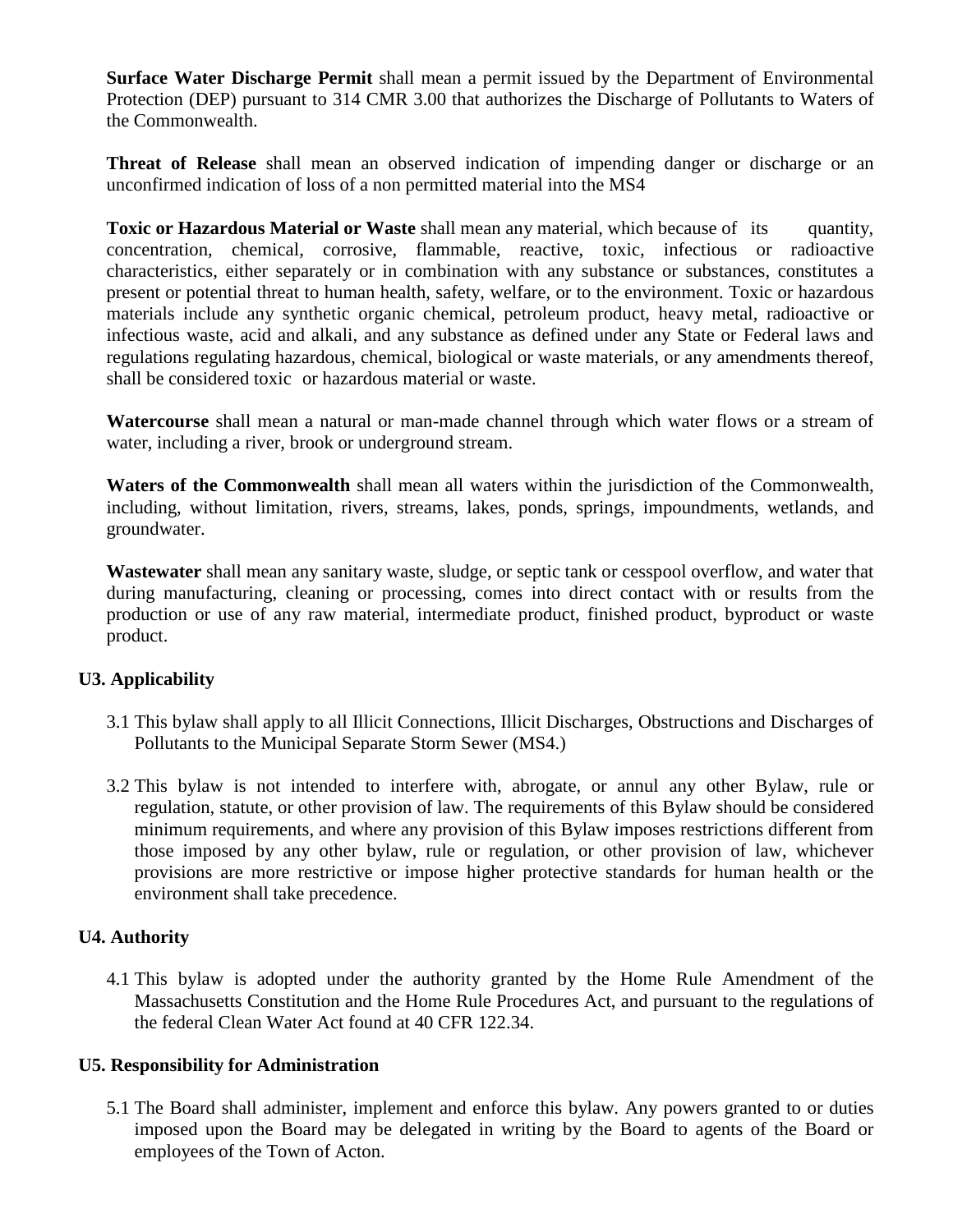**Surface Water Discharge Permit** shall mean a permit issued by the Department of Environmental Protection (DEP) pursuant to 314 CMR 3.00 that authorizes the Discharge of Pollutants to Waters of the Commonwealth.

**Threat of Release** shall mean an observed indication of impending danger or discharge or an unconfirmed indication of loss of a non permitted material into the MS4

**Toxic or Hazardous Material or Waste** shall mean any material, which because of its quantity, concentration, chemical, corrosive, flammable, reactive, toxic, infectious or radioactive characteristics, either separately or in combination with any substance or substances, constitutes a present or potential threat to human health, safety, welfare, or to the environment. Toxic or hazardous materials include any synthetic organic chemical, petroleum product, heavy metal, radioactive or infectious waste, acid and alkali, and any substance as defined under any State or Federal laws and regulations regulating hazardous, chemical, biological or waste materials, or any amendments thereof, shall be considered toxic or hazardous material or waste.

**Watercourse** shall mean a natural or man-made channel through which water flows or a stream of water, including a river, brook or underground stream.

**Waters of the Commonwealth** shall mean all waters within the jurisdiction of the Commonwealth, including, without limitation, rivers, streams, lakes, ponds, springs, impoundments, wetlands, and groundwater.

**Wastewater** shall mean any sanitary waste, sludge, or septic tank or cesspool overflow, and water that during manufacturing, cleaning or processing, comes into direct contact with or results from the production or use of any raw material, intermediate product, finished product, byproduct or waste product.

### U3. Applicability

3.1 This bylaw shall apply to all Illicit Connections, Illicit Discharges, Obstructions and Discharges of Pollutants to the Municipal Separate Storm Sewer (MS4.)

3.2 This bylaw is not intended to interfere with, abrogate, or annul any other Bylaw, rule or regulation, statute, or other provision of law. The requirements of this Bylaw should be considered minimum requirements, and where any provision of this Bylaw imposes restrictions different from those imposed by any other bylaw, rule or regulation, or other provision of law, whichever provisions are more restrictive or impose higher protective standards for human health or the environment shall take precedence.

### U4. Authority

4.1 This bylaw is adopted under the authority granted by the Home Rule Amendment of the Massachusetts Constitution and the Home Rule Procedures Act, and pursuant to the regulations of the federal Clean Water Act found at 40 CFR 122.34.

### U5. Responsibility for Administration

5.1 The Board shall administer, implement and enforce this bylaw. Any powers granted to or duties imposed upon the Board may be delegated in writing by the Board to agents of the Board or employees of the Town of Acton.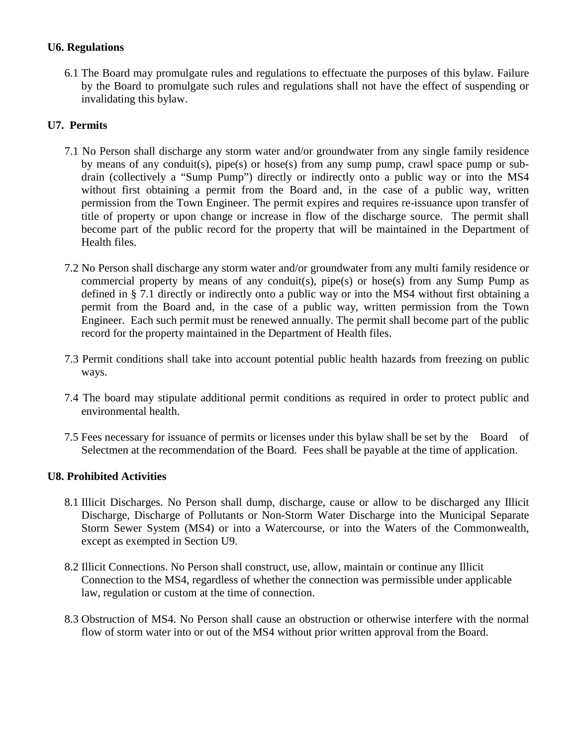### U6. Regulations

6.1 The Board may promulgate rules and regulations to effectuate the purposes of this bylaw. Failure by the Board to promulgate such rules and regulations shall not have the effect of suspending or invalidating this bylaw.

### U7. Permits

7.1 No Person shall discharge any storm water and/or groundwater from any single family residence by means of any conduit(s), pipe(s) or hose(s) from any sump pump, crawl space pump or sub-drain (collectively a "Sump Pump") directly or indirectly onto a public way or into the MS4 without first obtaining a permit from the Board and, in the case of a public way, written permission from the Town Engineer. The permit expires and requires re-issuance upon transfer of title of property or upon change or increase in flow of the discharge source. The permit shall become part of the public record for the property that will be maintained in the Department of Health files.

7.2 No Person shall discharge any storm water and/or groundwater from any multi family residence or commercial property by means of any conduit(s), pipe(s) or hose(s) from any Sump Pump as defined in § 7.1 directly or indirectly onto a public way or into the MS4 without first obtaining a permit from the Board and, in the case of a public way, written permission from the Town Engineer. Each such permit must be renewed annually. The permit shall become part of the public record for the property maintained in the Department of Health files.

7.3 Permit conditions shall take into account potential public health hazards from freezing on public ways.

7.4 The board may stipulate additional permit conditions as required in order to protect public and environmental health.

7.5 Fees necessary for issuance of permits or licenses under this bylaw shall be set by the Board of Selectmen at the recommendation of the Board. Fees shall be payable at the time of application.

### U8. Prohibited Activities

8.1 Illicit Discharges. No Person shall dump, discharge, cause or allow to be discharged any Illicit Discharge, Discharge of Pollutants or Non-Storm Water Discharge into the Municipal Separate Storm Sewer System (MS4) or into a Watercourse, or into the Waters of the Commonwealth, except as exempted in Section U9.

8.2 Illicit Connections. No Person shall construct, use, allow, maintain or continue any Illicit Connection to the MS4, regardless of whether the connection was permissible under applicable law, regulation or custom at the time of connection.

8.3 Obstruction of MS4. No Person shall cause an obstruction or otherwise interfere with the normal flow of storm water into or out of the MS4 without prior written approval from the Board.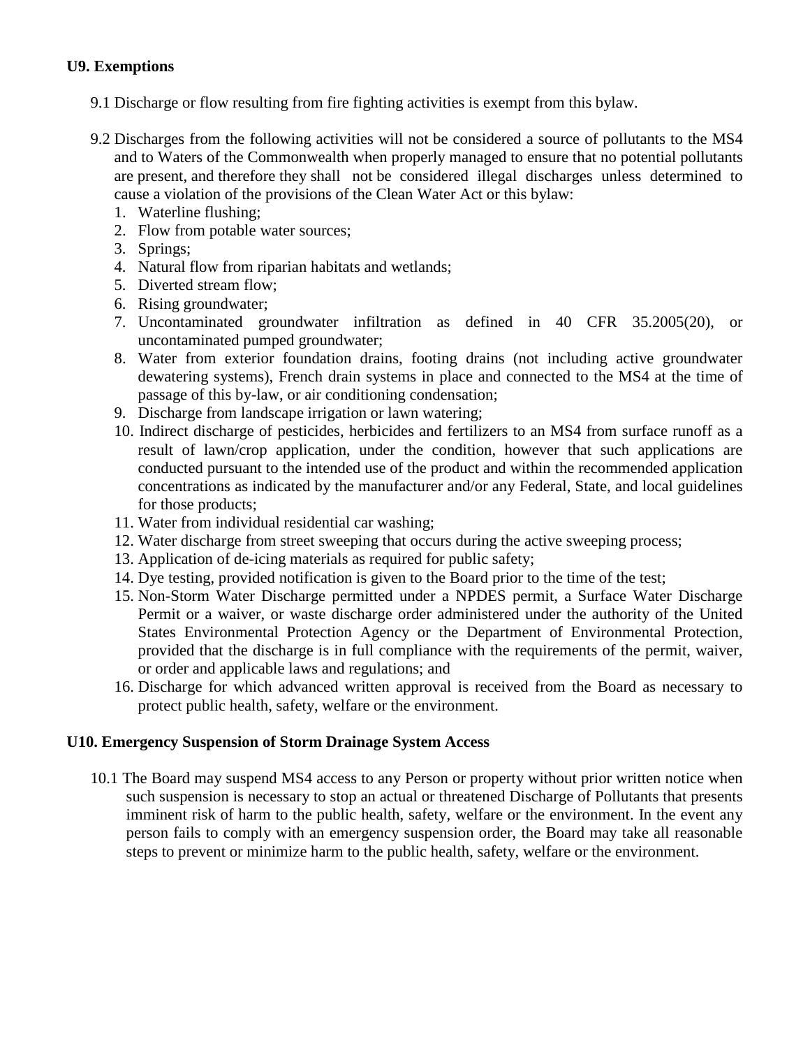**U9. Exemptions**

9.1 Discharge or flow resulting from fire fighting activities is exempt from this bylaw.

9.2 Discharges from the following activities will not be considered a source of pollutants to the MS4 and to Waters of the Commonwealth when properly managed to ensure that no potential pollutants are present, and therefore they shall not be considered illegal discharges unless determined to cause a violation of the provisions of the Clean Water Act or this bylaw:

1. Waterline flushing;
2. Flow from potable water sources;
3. Springs;
4. Natural flow from riparian habitats and wetlands;
5. Diverted stream flow;
6. Rising groundwater;
7. Uncontaminated groundwater infiltration as defined in 40 CFR 35.2005(20), or uncontaminated pumped groundwater;
8. Water from exterior foundation drains, footing drains (not including active groundwater dewatering systems), French drain systems in place and connected to the MS4 at the time of passage of this by-law, or air conditioning condensation;
9. Discharge from landscape irrigation or lawn watering;
10. Indirect discharge of pesticides, herbicides and fertilizers to an MS4 from surface runoff as a result of lawn/crop application, under the condition, however that such applications are conducted pursuant to the intended use of the product and within the recommended application concentrations as indicated by the manufacturer and/or any Federal, State, and local guidelines for those products;
11. Water from individual residential car washing;
12. Water discharge from street sweeping that occurs during the active sweeping process;
13. Application of de-icing materials as required for public safety;
14. Dye testing, provided notification is given to the Board prior to the time of the test;
15. Non-Storm Water Discharge permitted under a NPDES permit, a Surface Water Discharge Permit or a waiver, or waste discharge order administered under the authority of the United States Environmental Protection Agency or the Department of Environmental Protection, provided that the discharge is in full compliance with the requirements of the permit, waiver, or order and applicable laws and regulations; and
16. Discharge for which advanced written approval is received from the Board as necessary to protect public health, safety, welfare or the environment.

**U10. Emergency Suspension of Storm Drainage System Access**

10.1 The Board may suspend MS4 access to any Person or property without prior written notice when such suspension is necessary to stop an actual or threatened Discharge of Pollutants that presents imminent risk of harm to the public health, safety, welfare or the environment. In the event any person fails to comply with an emergency suspension order, the Board may take all reasonable steps to prevent or minimize harm to the public health, safety, welfare or the environment.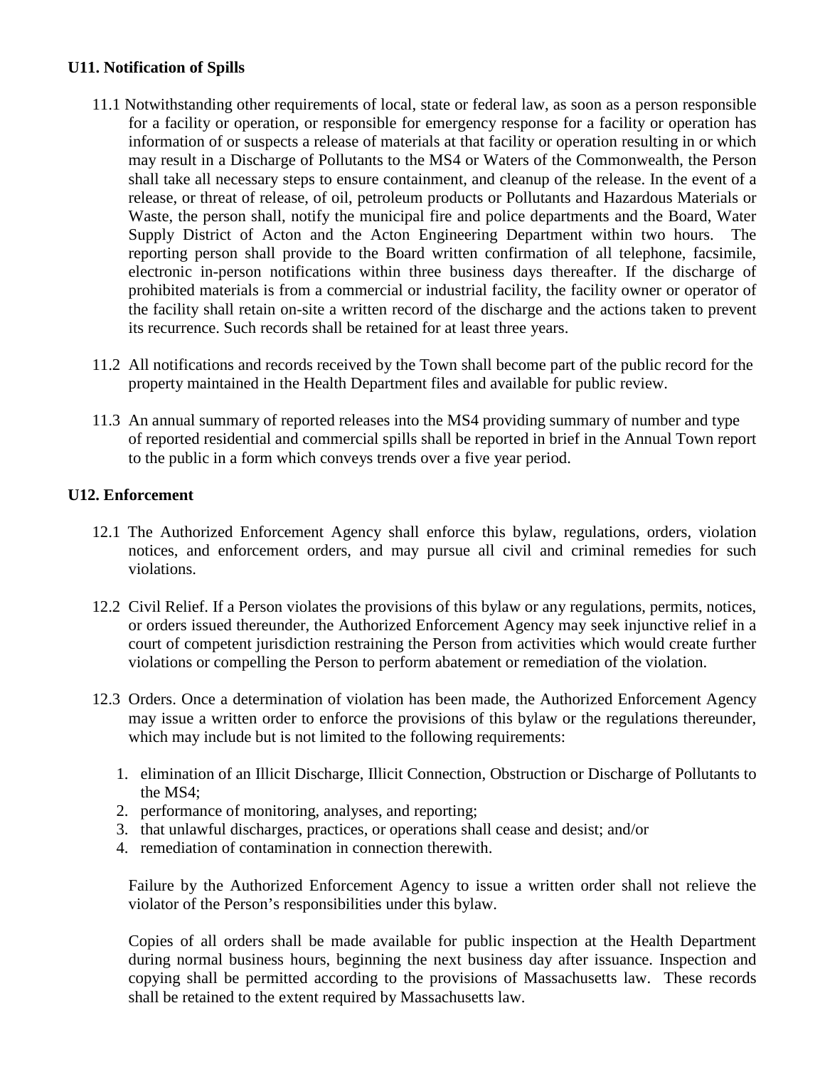**U11. Notification of Spills**

11.1 Notwithstanding other requirements of local, state or federal law, as soon as a person responsible for a facility or operation, or responsible for emergency response for a facility or operation has information of or suspects a release of materials at that facility or operation resulting in or which may result in a Discharge of Pollutants to the MS4 or Waters of the Commonwealth, the Person shall take all necessary steps to ensure containment, and cleanup of the release. In the event of a release, or threat of release, of oil, petroleum products or Pollutants and Hazardous Materials or Waste, the person shall, notify the municipal fire and police departments and the Board, Water Supply District of Acton and the Acton Engineering Department within two hours. The reporting person shall provide to the Board written confirmation of all telephone, facsimile, electronic in-person notifications within three business days thereafter. If the discharge of prohibited materials is from a commercial or industrial facility, the facility owner or operator of the facility shall retain on-site a written record of the discharge and the actions taken to prevent its recurrence. Such records shall be retained for at least three years.

11.2 All notifications and records received by the Town shall become part of the public record for the property maintained in the Health Department files and available for public review.

11.3 An annual summary of reported releases into the MS4 providing summary of number and type of reported residential and commercial spills shall be reported in brief in the Annual Town report to the public in a form which conveys trends over a five year period.

**U12. Enforcement**

12.1 The Authorized Enforcement Agency shall enforce this bylaw, regulations, orders, violation notices, and enforcement orders, and may pursue all civil and criminal remedies for such violations.

12.2 Civil Relief. If a Person violates the provisions of this bylaw or any regulations, permits, notices, or orders issued thereunder, the Authorized Enforcement Agency may seek injunctive relief in a court of competent jurisdiction restraining the Person from activities which would create further violations or compelling the Person to perform abatement or remediation of the violation.

12.3 Orders. Once a determination of violation has been made, the Authorized Enforcement Agency may issue a written order to enforce the provisions of this bylaw or the regulations thereunder, which may include but is not limited to the following requirements:

1. elimination of an Illicit Discharge, Illicit Connection, Obstruction or Discharge of Pollutants to the MS4;
2. performance of monitoring, analyses, and reporting;
3. that unlawful discharges, practices, or operations shall cease and desist; and/or
4. remediation of contamination in connection therewith.

Failure by the Authorized Enforcement Agency to issue a written order shall not relieve the violator of the Person's responsibilities under this bylaw.

Copies of all orders shall be made available for public inspection at the Health Department during normal business hours, beginning the next business day after issuance. Inspection and copying shall be permitted according to the provisions of Massachusetts law. These records shall be retained to the extent required by Massachusetts law.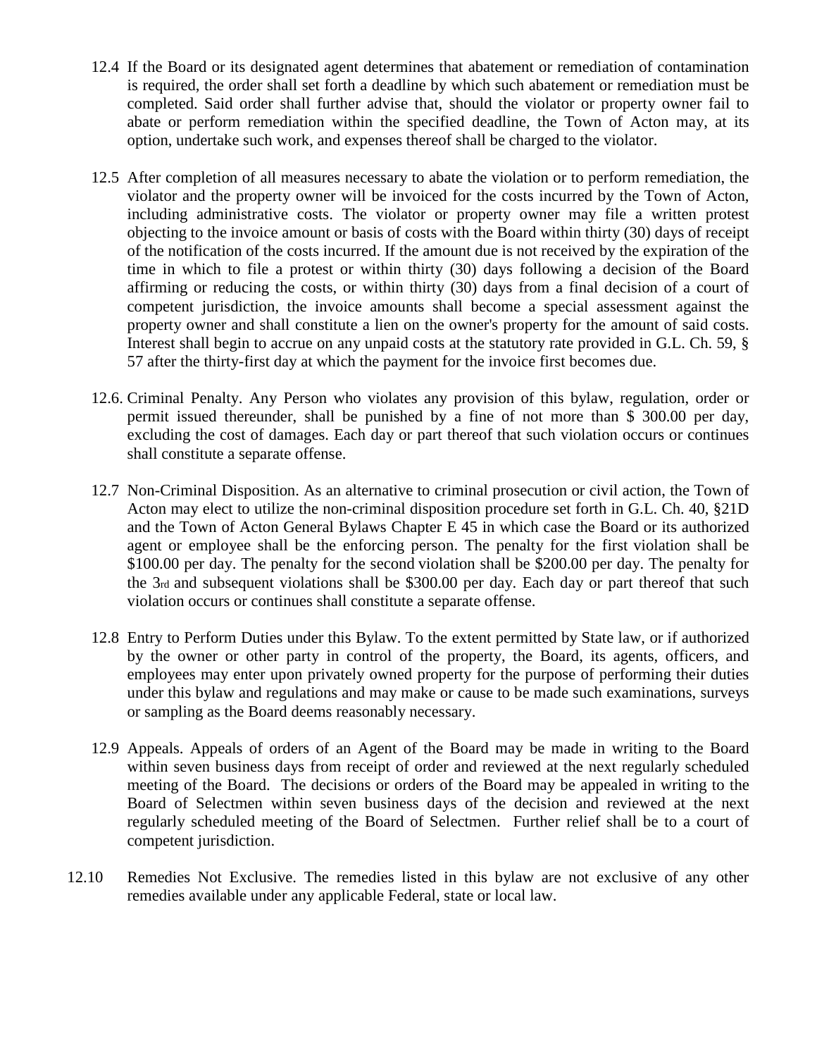12.4 If the Board or its designated agent determines that abatement or remediation of contamination is required, the order shall set forth a deadline by which such abatement or remediation must be completed. Said order shall further advise that, should the violator or property owner fail to abate or perform remediation within the specified deadline, the Town of Acton may, at its option, undertake such work, and expenses thereof shall be charged to the violator.

12.5 After completion of all measures necessary to abate the violation or to perform remediation, the violator and the property owner will be invoiced for the costs incurred by the Town of Acton, including administrative costs. The violator or property owner may file a written protest objecting to the invoice amount or basis of costs with the Board within thirty (30) days of receipt of the notification of the costs incurred. If the amount due is not received by the expiration of the time in which to file a protest or within thirty (30) days following a decision of the Board affirming or reducing the costs, or within thirty (30) days from a final decision of a court of competent jurisdiction, the invoice amounts shall become a special assessment against the property owner and shall constitute a lien on the owner's property for the amount of said costs. Interest shall begin to accrue on any unpaid costs at the statutory rate provided in G.L. Ch. 59, § 57 after the thirty-first day at which the payment for the invoice first becomes due.

12.6. Criminal Penalty. Any Person who violates any provision of this bylaw, regulation, order or permit issued thereunder, shall be punished by a fine of not more than $ 300.00 per day, excluding the cost of damages. Each day or part thereof that such violation occurs or continues shall constitute a separate offense.

12.7 Non-Criminal Disposition. As an alternative to criminal prosecution or civil action, the Town of Acton may elect to utilize the non-criminal disposition procedure set forth in G.L. Ch. 40, §21D and the Town of Acton General Bylaws Chapter E 45 in which case the Board or its authorized agent or employee shall be the enforcing person. The penalty for the first violation shall be $100.00 per day. The penalty for the second violation shall be $200.00 per day. The penalty for the 3rd and subsequent violations shall be $300.00 per day. Each day or part thereof that such violation occurs or continues shall constitute a separate offense.

12.8 Entry to Perform Duties under this Bylaw. To the extent permitted by State law, or if authorized by the owner or other party in control of the property, the Board, its agents, officers, and employees may enter upon privately owned property for the purpose of performing their duties under this bylaw and regulations and may make or cause to be made such examinations, surveys or sampling as the Board deems reasonably necessary.

12.9 Appeals. Appeals of orders of an Agent of the Board may be made in writing to the Board within seven business days from receipt of order and reviewed at the next regularly scheduled meeting of the Board. The decisions or orders of the Board may be appealed in writing to the Board of Selectmen within seven business days of the decision and reviewed at the next regularly scheduled meeting of the Board of Selectmen. Further relief shall be to a court of competent jurisdiction.

12.10 Remedies Not Exclusive. The remedies listed in this bylaw are not exclusive of any other remedies available under any applicable Federal, state or local law.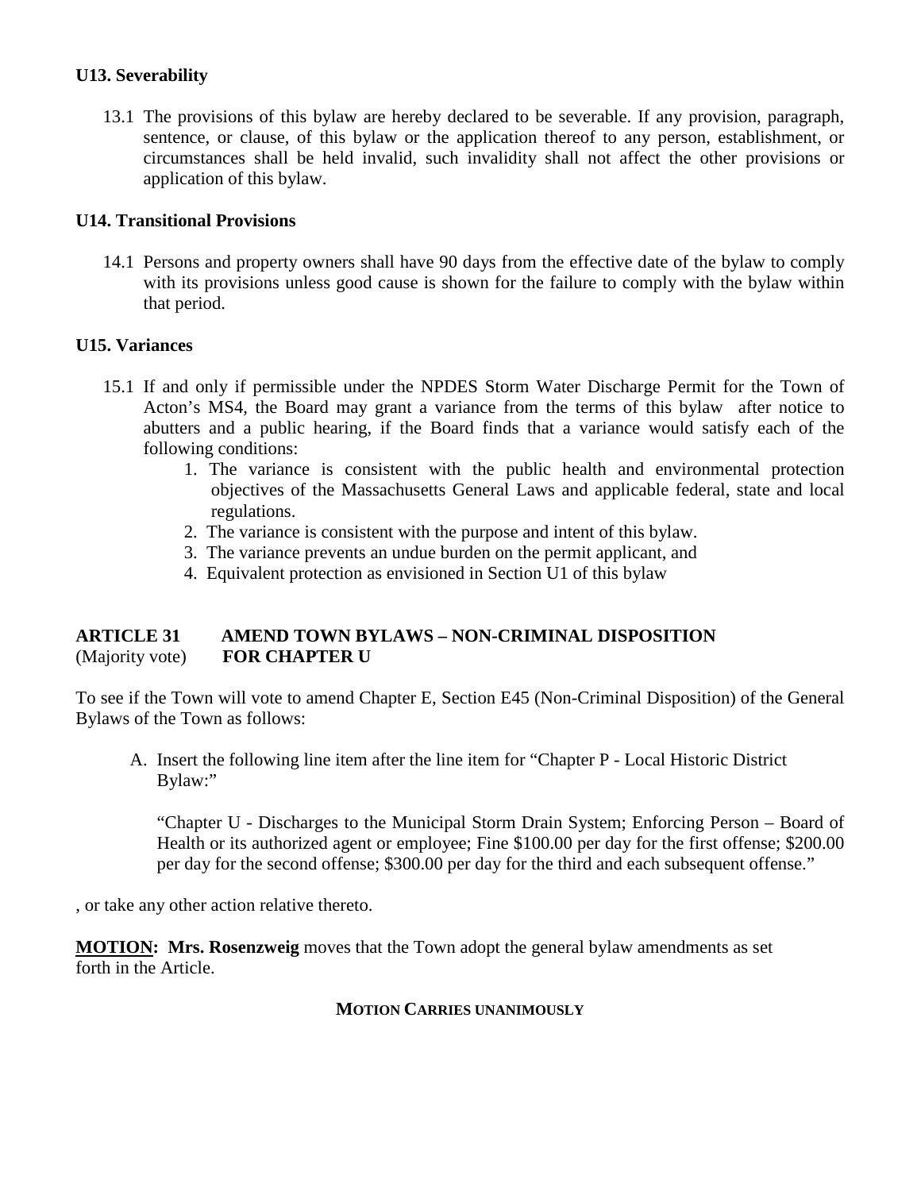**U13. Severability**

13.1 The provisions of this bylaw are hereby declared to be severable. If any provision, paragraph, sentence, or clause, of this bylaw or the application thereof to any person, establishment, or circumstances shall be held invalid, such invalidity shall not affect the other provisions or application of this bylaw.

**U14. Transitional Provisions**

14.1 Persons and property owners shall have 90 days from the effective date of the bylaw to comply with its provisions unless good cause is shown for the failure to comply with the bylaw within that period.

**U15. Variances**

15.1 If and only if permissible under the NPDES Storm Water Discharge Permit for the Town of Acton's MS4, the Board may grant a variance from the terms of this bylaw after notice to abutters and a public hearing, if the Board finds that a variance would satisfy each of the following conditions:

1. The variance is consistent with the public health and environmental protection objectives of the Massachusetts General Laws and applicable federal, state and local regulations.
2. The variance is consistent with the purpose and intent of this bylaw.
3. The variance prevents an undue burden on the permit applicant, and
4. Equivalent protection as envisioned in Section U1 of this bylaw

**ARTICLE 31 AMEND TOWN BYLAWS – NON-CRIMINAL DISPOSITION**
(Majority vote) **FOR CHAPTER U**

To see if the Town will vote to amend Chapter E, Section E45 (Non-Criminal Disposition) of the General Bylaws of the Town as follows:

A. Insert the following line item after the line item for "Chapter P - Local Historic District Bylaw:"

"Chapter U - Discharges to the Municipal Storm Drain System; Enforcing Person – Board of Health or its authorized agent or employee; Fine $100.00 per day for the first offense; $200.00 per day for the second offense; $300.00 per day for the third and each subsequent offense."

, or take any other action relative thereto.

**MOTION: Mrs. Rosenzweig** moves that the Town adopt the general bylaw amendments as set forth in the Article.

**MOTION CARRIES UNANIMOUSLY**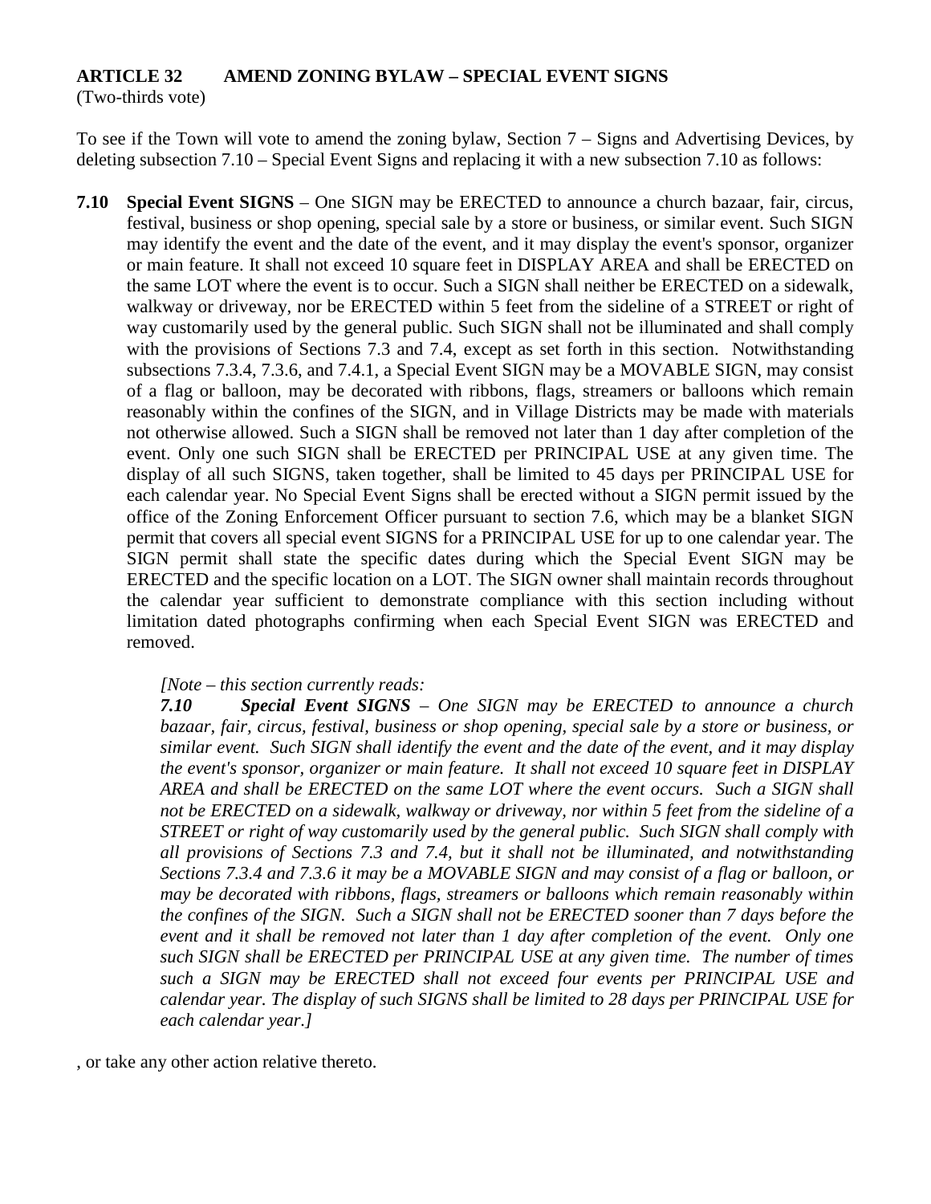## ARTICLE 32 AMEND ZONING BYLAW – SPECIAL EVENT SIGNS

(Two-thirds vote)

To see if the Town will vote to amend the zoning bylaw, Section 7 – Signs and Advertising Devices, by deleting subsection 7.10 – Special Event Signs and replacing it with a new subsection 7.10 as follows:

**7.10 Special Event SIGNS** – One SIGN may be ERECTED to announce a church bazaar, fair, circus, festival, business or shop opening, special sale by a store or business, or similar event. Such SIGN may identify the event and the date of the event, and it may display the event's sponsor, organizer or main feature. It shall not exceed 10 square feet in DISPLAY AREA and shall be ERECTED on the same LOT where the event is to occur. Such a SIGN shall neither be ERECTED on a sidewalk, walkway or driveway, nor be ERECTED within 5 feet from the sideline of a STREET or right of way customarily used by the general public. Such SIGN shall not be illuminated and shall comply with the provisions of Sections 7.3 and 7.4, except as set forth in this section. Notwithstanding subsections 7.3.4, 7.3.6, and 7.4.1, a Special Event SIGN may be a MOVABLE SIGN, may consist of a flag or balloon, may be decorated with ribbons, flags, streamers or balloons which remain reasonably within the confines of the SIGN, and in Village Districts may be made with materials not otherwise allowed. Such a SIGN shall be removed not later than 1 day after completion of the event. Only one such SIGN shall be ERECTED per PRINCIPAL USE at any given time. The display of all such SIGNS, taken together, shall be limited to 45 days per PRINCIPAL USE for each calendar year. No Special Event Signs shall be erected without a SIGN permit issued by the office of the Zoning Enforcement Officer pursuant to section 7.6, which may be a blanket SIGN permit that covers all special event SIGNS for a PRINCIPAL USE for up to one calendar year. The SIGN permit shall state the specific dates during which the Special Event SIGN may be ERECTED and the specific location on a LOT. The SIGN owner shall maintain records throughout the calendar year sufficient to demonstrate compliance with this section including without limitation dated photographs confirming when each Special Event SIGN was ERECTED and removed.

*[Note – this section currently reads:*
***7.10 Special Event SIGNS*** *– One SIGN may be ERECTED to announce a church bazaar, fair, circus, festival, business or shop opening, special sale by a store or business, or similar event. Such SIGN shall identify the event and the date of the event, and it may display the event's sponsor, organizer or main feature. It shall not exceed 10 square feet in DISPLAY AREA and shall be ERECTED on the same LOT where the event occurs. Such a SIGN shall not be ERECTED on a sidewalk, walkway or driveway, nor within 5 feet from the sideline of a STREET or right of way customarily used by the general public. Such SIGN shall comply with all provisions of Sections 7.3 and 7.4, but it shall not be illuminated, and notwithstanding Sections 7.3.4 and 7.3.6 it may be a MOVABLE SIGN and may consist of a flag or balloon, or may be decorated with ribbons, flags, streamers or balloons which remain reasonably within the confines of the SIGN. Such a SIGN shall not be ERECTED sooner than 7 days before the event and it shall be removed not later than 1 day after completion of the event. Only one such SIGN shall be ERECTED per PRINCIPAL USE at any given time. The number of times such a SIGN may be ERECTED shall not exceed four events per PRINCIPAL USE and calendar year. The display of such SIGNS shall be limited to 28 days per PRINCIPAL USE for each calendar year.]*

, or take any other action relative thereto.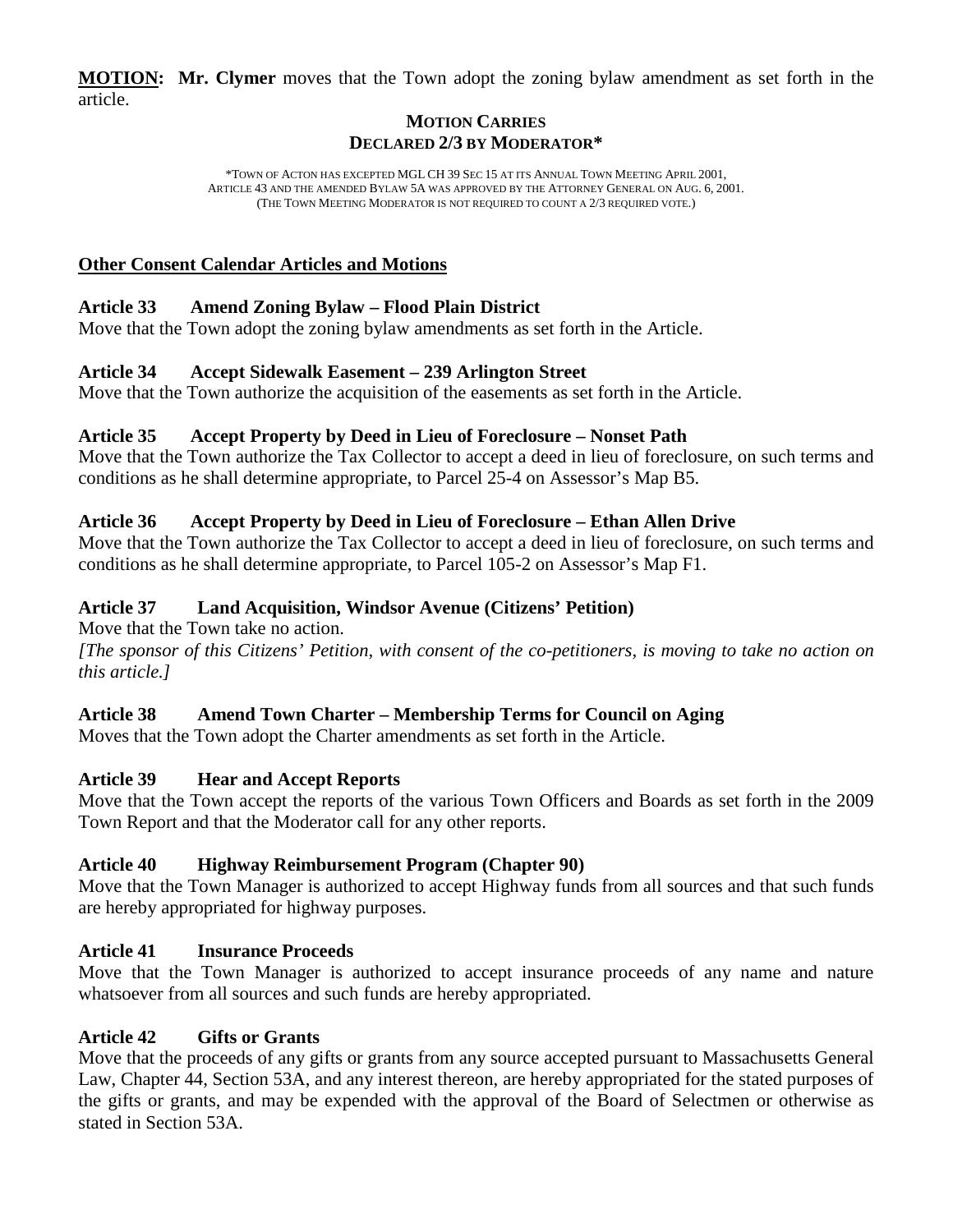**MOTION:** **Mr. Clymer** moves that the Town adopt the zoning bylaw amendment as set forth in the article.

**MOTION CARRIES**
**DECLARED 2/3 BY MODERATOR***

*TOWN OF ACTON HAS EXCEPTED MGL CH 39 SEC 15 AT ITS ANNUAL TOWN MEETING APRIL 2001, ARTICLE 43 AND THE AMENDED BYLAW 5A WAS APPROVED BY THE ATTORNEY GENERAL ON AUG. 6, 2001. (THE TOWN MEETING MODERATOR IS NOT REQUIRED TO COUNT A 2/3 REQUIRED VOTE.)

**Other Consent Calendar Articles and Motions**

**Article 33 Amend Zoning Bylaw – Flood Plain District**

Move that the Town adopt the zoning bylaw amendments as set forth in the Article.

**Article 34 Accept Sidewalk Easement – 239 Arlington Street**

Move that the Town authorize the acquisition of the easements as set forth in the Article.

**Article 35 Accept Property by Deed in Lieu of Foreclosure – Nonset Path**

Move that the Town authorize the Tax Collector to accept a deed in lieu of foreclosure, on such terms and conditions as he shall determine appropriate, to Parcel 25-4 on Assessor's Map B5.

**Article 36 Accept Property by Deed in Lieu of Foreclosure – Ethan Allen Drive**

Move that the Town authorize the Tax Collector to accept a deed in lieu of foreclosure, on such terms and conditions as he shall determine appropriate, to Parcel 105-2 on Assessor's Map F1.

**Article 37 Land Acquisition, Windsor Avenue (Citizens' Petition)**

Move that the Town take no action.

*[The sponsor of this Citizens' Petition, with consent of the co-petitioners, is moving to take no action on this article.]*

**Article 38 Amend Town Charter – Membership Terms for Council on Aging**

Moves that the Town adopt the Charter amendments as set forth in the Article.

**Article 39 Hear and Accept Reports**

Move that the Town accept the reports of the various Town Officers and Boards as set forth in the 2009 Town Report and that the Moderator call for any other reports.

**Article 40 Highway Reimbursement Program (Chapter 90)**

Move that the Town Manager is authorized to accept Highway funds from all sources and that such funds are hereby appropriated for highway purposes.

**Article 41 Insurance Proceeds**

Move that the Town Manager is authorized to accept insurance proceeds of any name and nature whatsoever from all sources and such funds are hereby appropriated.

**Article 42 Gifts or Grants**

Move that the proceeds of any gifts or grants from any source accepted pursuant to Massachusetts General Law, Chapter 44, Section 53A, and any interest thereon, are hereby appropriated for the stated purposes of the gifts or grants, and may be expended with the approval of the Board of Selectmen or otherwise as stated in Section 53A.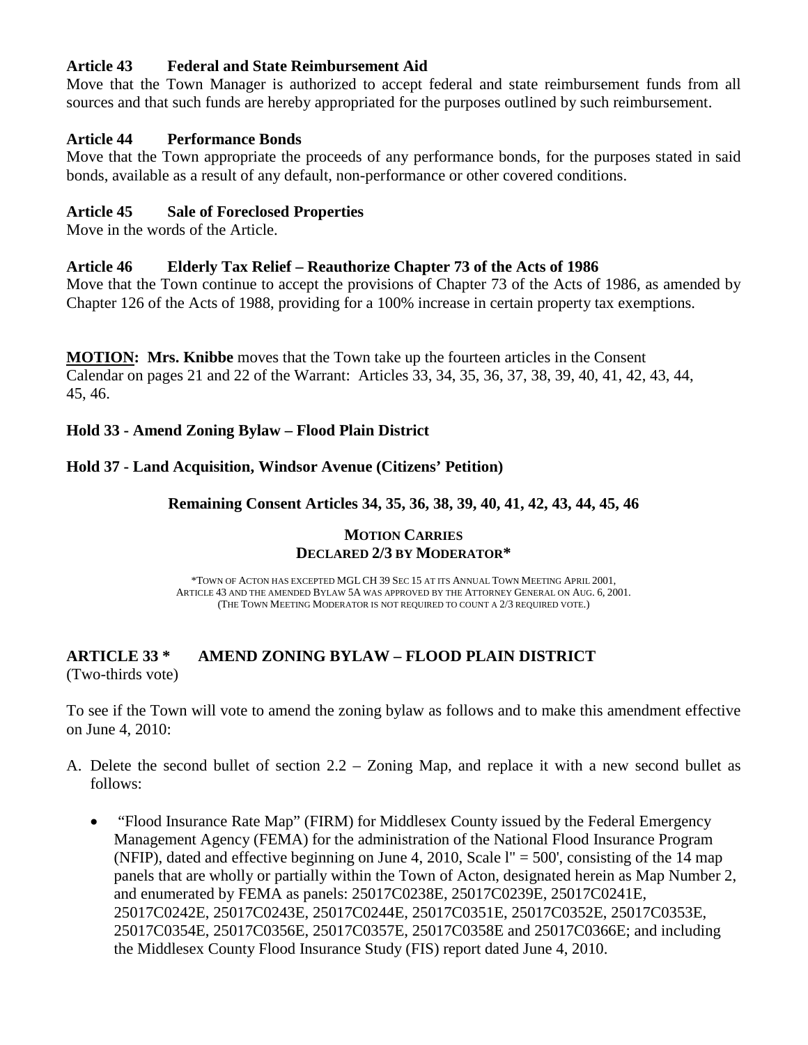**Article 43 Federal and State Reimbursement Aid**
Move that the Town Manager is authorized to accept federal and state reimbursement funds from all sources and that such funds are hereby appropriated for the purposes outlined by such reimbursement.

**Article 44 Performance Bonds**
Move that the Town appropriate the proceeds of any performance bonds, for the purposes stated in said bonds, available as a result of any default, non-performance or other covered conditions.

**Article 45 Sale of Foreclosed Properties**
Move in the words of the Article.

**Article 46 Elderly Tax Relief – Reauthorize Chapter 73 of the Acts of 1986**
Move that the Town continue to accept the provisions of Chapter 73 of the Acts of 1986, as amended by Chapter 126 of the Acts of 1988, providing for a 100% increase in certain property tax exemptions.

**MOTION: Mrs. Knibbe** moves that the Town take up the fourteen articles in the Consent Calendar on pages 21 and 22 of the Warrant: Articles 33, 34, 35, 36, 37, 38, 39, 40, 41, 42, 43, 44, 45, 46.

**Hold 33 - Amend Zoning Bylaw – Flood Plain District**

**Hold 37 - Land Acquisition, Windsor Avenue (Citizens' Petition)**

**Remaining Consent Articles 34, 35, 36, 38, 39, 40, 41, 42, 43, 44, 45, 46**

**MOTION CARRIES**
**DECLARED 2/3 BY MODERATOR***

*TOWN OF ACTON HAS EXCEPTED MGL CH 39 SEC 15 AT ITS ANNUAL TOWN MEETING APRIL 2001, ARTICLE 43 AND THE AMENDED BYLAW 5A WAS APPROVED BY THE ATTORNEY GENERAL ON AUG. 6, 2001. (THE TOWN MEETING MODERATOR IS NOT REQUIRED TO COUNT A 2/3 REQUIRED VOTE.)

## ARTICLE 33 * AMEND ZONING BYLAW – FLOOD PLAIN DISTRICT

(Two-thirds vote)

To see if the Town will vote to amend the zoning bylaw as follows and to make this amendment effective on June 4, 2010:

A. Delete the second bullet of section 2.2 – Zoning Map, and replace it with a new second bullet as follows:

- "Flood Insurance Rate Map" (FIRM) for Middlesex County issued by the Federal Emergency Management Agency (FEMA) for the administration of the National Flood Insurance Program (NFIP), dated and effective beginning on June 4, 2010, Scale l" = 500', consisting of the 14 map panels that are wholly or partially within the Town of Acton, designated herein as Map Number 2, and enumerated by FEMA as panels: 25017C0238E, 25017C0239E, 25017C0241E, 25017C0242E, 25017C0243E, 25017C0244E, 25017C0351E, 25017C0352E, 25017C0353E, 25017C0354E, 25017C0356E, 25017C0357E, 25017C0358E and 25017C0366E; and including the Middlesex County Flood Insurance Study (FIS) report dated June 4, 2010.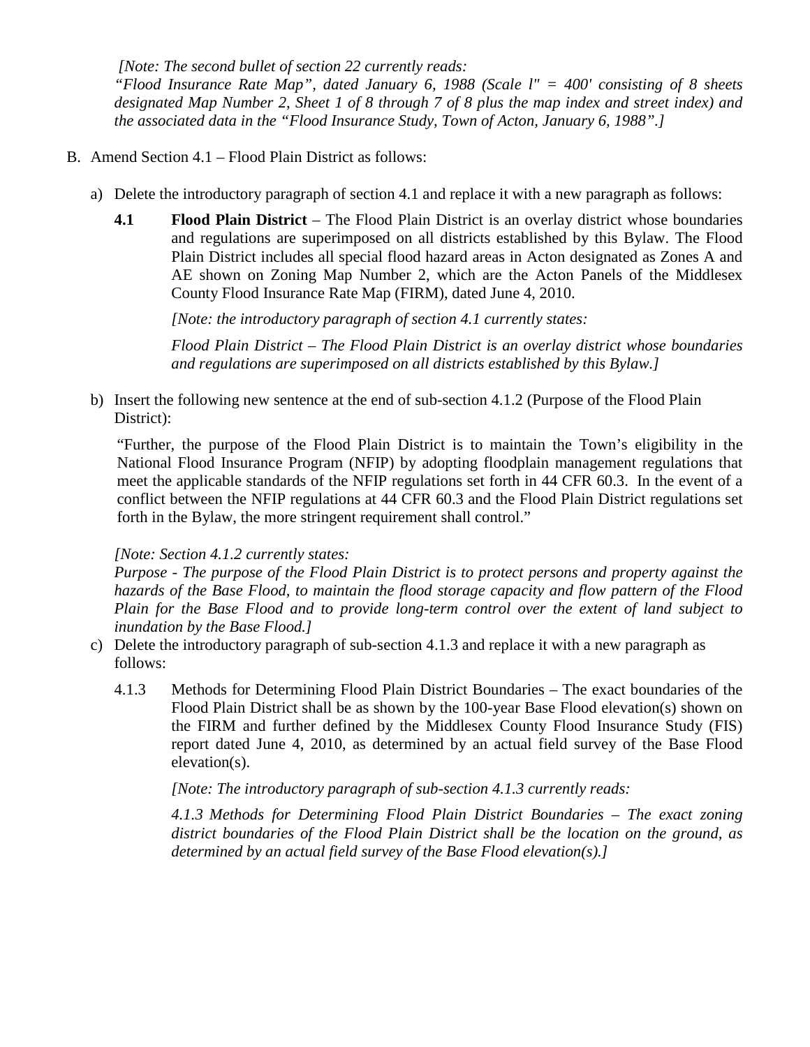*[Note: The second bullet of section 22 currently reads:*
*"Flood Insurance Rate Map", dated January 6, 1988 (Scale l" = 400' consisting of 8 sheets designated Map Number 2, Sheet 1 of 8 through 7 of 8 plus the map index and street index) and the associated data in the "Flood Insurance Study, Town of Acton, January 6, 1988".]*

B. Amend Section 4.1 – Flood Plain District as follows:

a) Delete the introductory paragraph of section 4.1 and replace it with a new paragraph as follows:

**4.1 Flood Plain District** – The Flood Plain District is an overlay district whose boundaries and regulations are superimposed on all districts established by this Bylaw. The Flood Plain District includes all special flood hazard areas in Acton designated as Zones A and AE shown on Zoning Map Number 2, which are the Acton Panels of the Middlesex County Flood Insurance Rate Map (FIRM), dated June 4, 2010.

*[Note: the introductory paragraph of section 4.1 currently states:*

*Flood Plain District – The Flood Plain District is an overlay district whose boundaries and regulations are superimposed on all districts established by this Bylaw.]*

b) Insert the following new sentence at the end of sub-section 4.1.2 (Purpose of the Flood Plain District):

"Further, the purpose of the Flood Plain District is to maintain the Town's eligibility in the National Flood Insurance Program (NFIP) by adopting floodplain management regulations that meet the applicable standards of the NFIP regulations set forth in 44 CFR 60.3. In the event of a conflict between the NFIP regulations at 44 CFR 60.3 and the Flood Plain District regulations set forth in the Bylaw, the more stringent requirement shall control."

*[Note: Section 4.1.2 currently states:*
*Purpose - The purpose of the Flood Plain District is to protect persons and property against the hazards of the Base Flood, to maintain the flood storage capacity and flow pattern of the Flood Plain for the Base Flood and to provide long-term control over the extent of land subject to inundation by the Base Flood.]*

c) Delete the introductory paragraph of sub-section 4.1.3 and replace it with a new paragraph as follows:

4.1.3 Methods for Determining Flood Plain District Boundaries – The exact boundaries of the Flood Plain District shall be as shown by the 100-year Base Flood elevation(s) shown on the FIRM and further defined by the Middlesex County Flood Insurance Study (FIS) report dated June 4, 2010, as determined by an actual field survey of the Base Flood elevation(s).

*[Note: The introductory paragraph of sub-section 4.1.3 currently reads:*

*4.1.3 Methods for Determining Flood Plain District Boundaries – The exact zoning district boundaries of the Flood Plain District shall be the location on the ground, as determined by an actual field survey of the Base Flood elevation(s).]*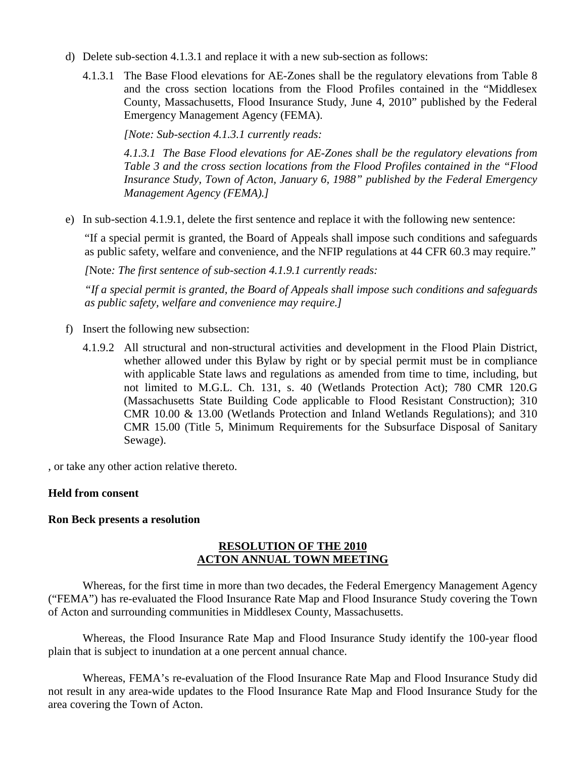d) Delete sub-section 4.1.3.1 and replace it with a new sub-section as follows:

4.1.3.1 The Base Flood elevations for AE-Zones shall be the regulatory elevations from Table 8 and the cross section locations from the Flood Profiles contained in the "Middlesex County, Massachusetts, Flood Insurance Study, June 4, 2010" published by the Federal Emergency Management Agency (FEMA).

*[Note: Sub-section 4.1.3.1 currently reads:*

*4.1.3.1 The Base Flood elevations for AE-Zones shall be the regulatory elevations from Table 3 and the cross section locations from the Flood Profiles contained in the "Flood Insurance Study, Town of Acton, January 6, 1988" published by the Federal Emergency Management Agency (FEMA).]*

e) In sub-section 4.1.9.1, delete the first sentence and replace it with the following new sentence:

"If a special permit is granted, the Board of Appeals shall impose such conditions and safeguards as public safety, welfare and convenience, and the NFIP regulations at 44 CFR 60.3 may require."

*[*Note*: The first sentence of sub-section 4.1.9.1 currently reads:*

*"If a special permit is granted, the Board of Appeals shall impose such conditions and safeguards as public safety, welfare and convenience may require.]*

f) Insert the following new subsection:

4.1.9.2 All structural and non-structural activities and development in the Flood Plain District, whether allowed under this Bylaw by right or by special permit must be in compliance with applicable State laws and regulations as amended from time to time, including, but not limited to M.G.L. Ch. 131, s. 40 (Wetlands Protection Act); 780 CMR 120.G (Massachusetts State Building Code applicable to Flood Resistant Construction); 310 CMR 10.00 & 13.00 (Wetlands Protection and Inland Wetlands Regulations); and 310 CMR 15.00 (Title 5, Minimum Requirements for the Subsurface Disposal of Sanitary Sewage).

, or take any other action relative thereto.

**Held from consent**

**Ron Beck presents a resolution**

**RESOLUTION OF THE 2010**
**ACTON ANNUAL TOWN MEETING**

Whereas, for the first time in more than two decades, the Federal Emergency Management Agency ("FEMA") has re-evaluated the Flood Insurance Rate Map and Flood Insurance Study covering the Town of Acton and surrounding communities in Middlesex County, Massachusetts.

Whereas, the Flood Insurance Rate Map and Flood Insurance Study identify the 100-year flood plain that is subject to inundation at a one percent annual chance.

Whereas, FEMA's re-evaluation of the Flood Insurance Rate Map and Flood Insurance Study did not result in any area-wide updates to the Flood Insurance Rate Map and Flood Insurance Study for the area covering the Town of Acton.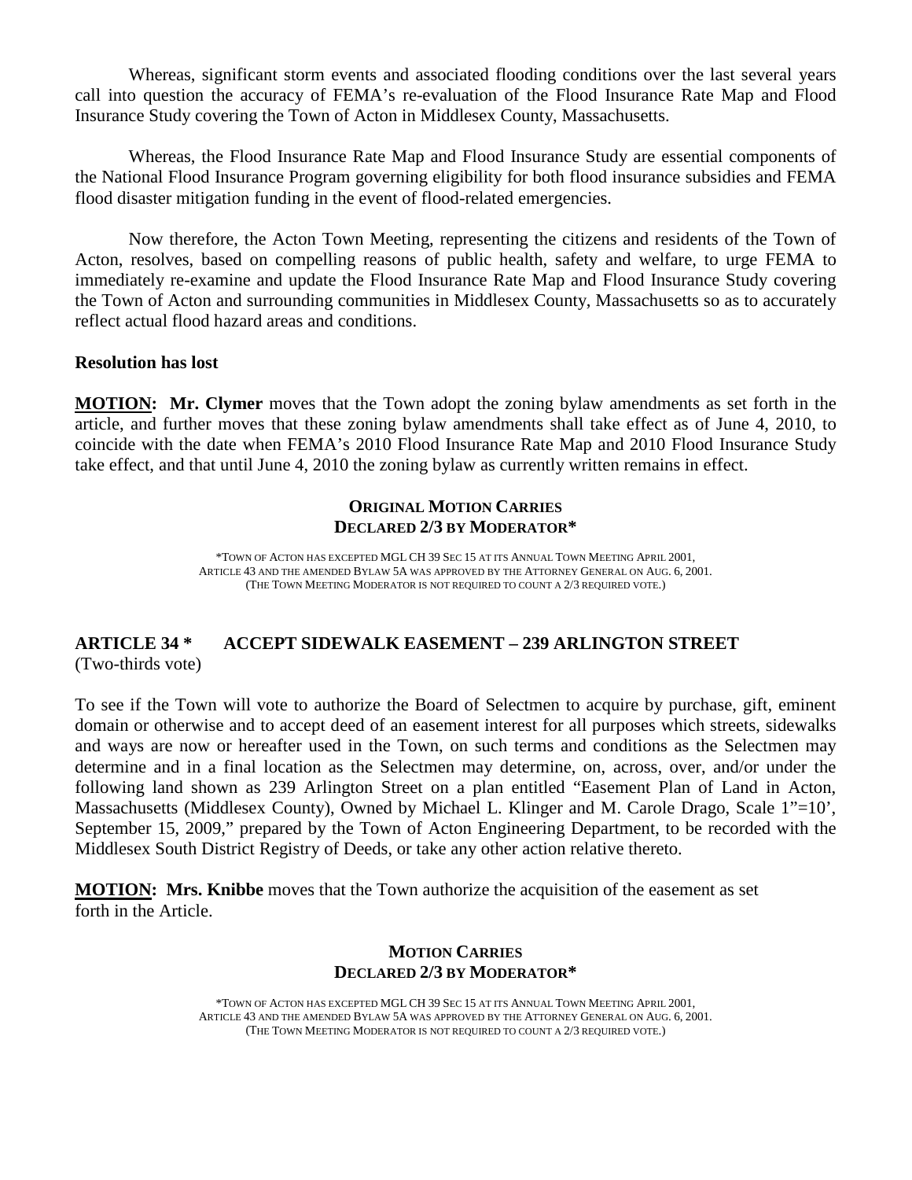Whereas, significant storm events and associated flooding conditions over the last several years call into question the accuracy of FEMA's re-evaluation of the Flood Insurance Rate Map and Flood Insurance Study covering the Town of Acton in Middlesex County, Massachusetts.

Whereas, the Flood Insurance Rate Map and Flood Insurance Study are essential components of the National Flood Insurance Program governing eligibility for both flood insurance subsidies and FEMA flood disaster mitigation funding in the event of flood-related emergencies.

Now therefore, the Acton Town Meeting, representing the citizens and residents of the Town of Acton, resolves, based on compelling reasons of public health, safety and welfare, to urge FEMA to immediately re-examine and update the Flood Insurance Rate Map and Flood Insurance Study covering the Town of Acton and surrounding communities in Middlesex County, Massachusetts so as to accurately reflect actual flood hazard areas and conditions.

**Resolution has lost**

**MOTION: Mr. Clymer** moves that the Town adopt the zoning bylaw amendments as set forth in the article, and further moves that these zoning bylaw amendments shall take effect as of June 4, 2010, to coincide with the date when FEMA's 2010 Flood Insurance Rate Map and 2010 Flood Insurance Study take effect, and that until June 4, 2010 the zoning bylaw as currently written remains in effect.

**ORIGINAL MOTION CARRIES**
**DECLARED 2/3 BY MODERATOR***

*TOWN OF ACTON HAS EXCEPTED MGL CH 39 SEC 15 AT ITS ANNUAL TOWN MEETING APRIL 2001, ARTICLE 43 AND THE AMENDED BYLAW 5A WAS APPROVED BY THE ATTORNEY GENERAL ON AUG. 6, 2001. (THE TOWN MEETING MODERATOR IS NOT REQUIRED TO COUNT A 2/3 REQUIRED VOTE.)

## ARTICLE 34 * ACCEPT SIDEWALK EASEMENT – 239 ARLINGTON STREET
(Two-thirds vote)

To see if the Town will vote to authorize the Board of Selectmen to acquire by purchase, gift, eminent domain or otherwise and to accept deed of an easement interest for all purposes which streets, sidewalks and ways are now or hereafter used in the Town, on such terms and conditions as the Selectmen may determine and in a final location as the Selectmen may determine, on, across, over, and/or under the following land shown as 239 Arlington Street on a plan entitled "Easement Plan of Land in Acton, Massachusetts (Middlesex County), Owned by Michael L. Klinger and M. Carole Drago, Scale 1"=10', September 15, 2009," prepared by the Town of Acton Engineering Department, to be recorded with the Middlesex South District Registry of Deeds, or take any other action relative thereto.

**MOTION: Mrs. Knibbe** moves that the Town authorize the acquisition of the easement as set forth in the Article.

**MOTION CARRIES**
**DECLARED 2/3 BY MODERATOR***

*TOWN OF ACTON HAS EXCEPTED MGL CH 39 SEC 15 AT ITS ANNUAL TOWN MEETING APRIL 2001, ARTICLE 43 AND THE AMENDED BYLAW 5A WAS APPROVED BY THE ATTORNEY GENERAL ON AUG. 6, 2001. (THE TOWN MEETING MODERATOR IS NOT REQUIRED TO COUNT A 2/3 REQUIRED VOTE.)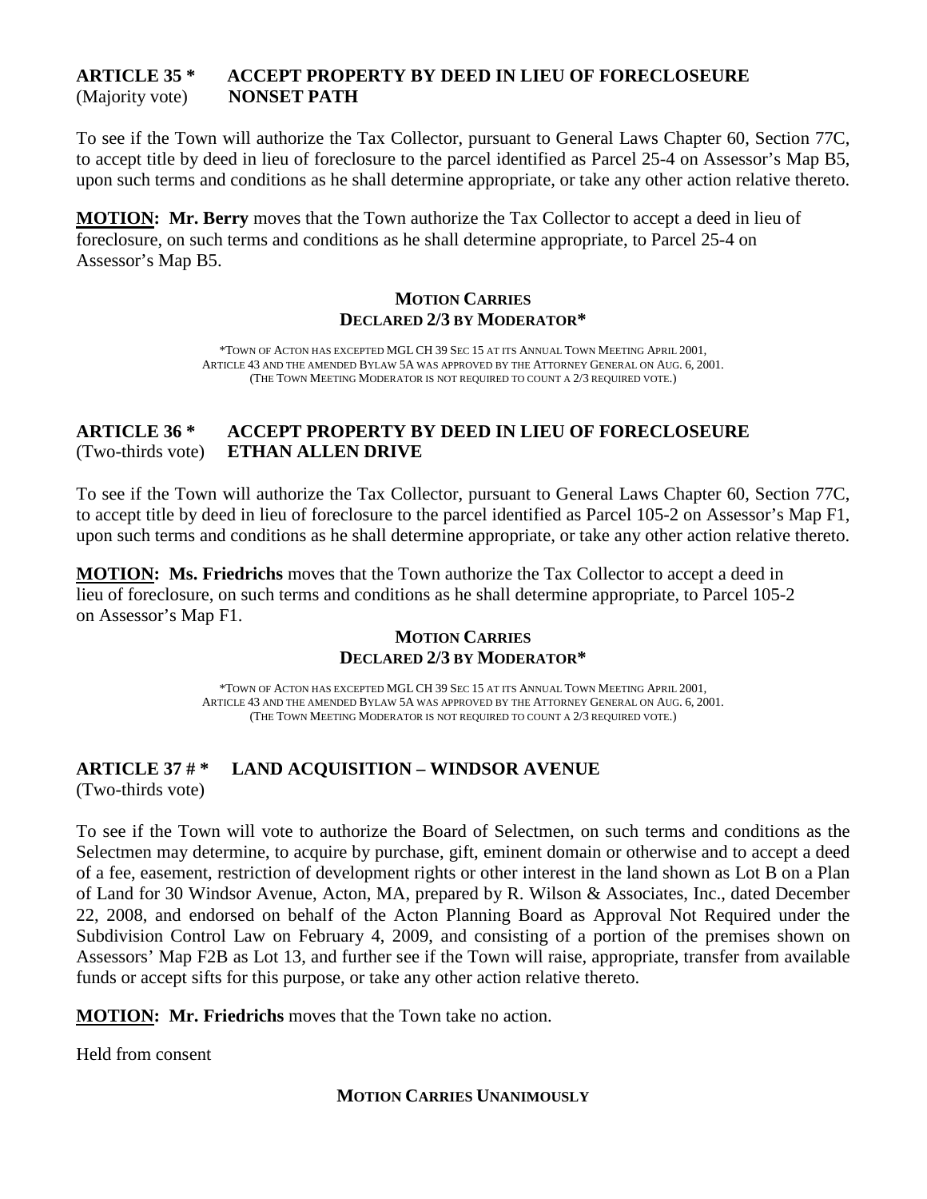## ARTICLE 35 * ACCEPT PROPERTY BY DEED IN LIEU OF FORECLOSEURE
(Majority vote) **NONSET PATH**

To see if the Town will authorize the Tax Collector, pursuant to General Laws Chapter 60, Section 77C, to accept title by deed in lieu of foreclosure to the parcel identified as Parcel 25-4 on Assessor's Map B5, upon such terms and conditions as he shall determine appropriate, or take any other action relative thereto.

**MOTION: Mr. Berry** moves that the Town authorize the Tax Collector to accept a deed in lieu of foreclosure, on such terms and conditions as he shall determine appropriate, to Parcel 25-4 on Assessor's Map B5.

**MOTION CARRIES**
**DECLARED 2/3 BY MODERATOR***

*TOWN OF ACTON HAS EXCEPTED MGL CH 39 SEC 15 AT ITS ANNUAL TOWN MEETING APRIL 2001, ARTICLE 43 AND THE AMENDED BYLAW 5A WAS APPROVED BY THE ATTORNEY GENERAL ON AUG. 6, 2001. (THE TOWN MEETING MODERATOR IS NOT REQUIRED TO COUNT A 2/3 REQUIRED VOTE.)

## ARTICLE 36 * ACCEPT PROPERTY BY DEED IN LIEU OF FORECLOSEURE
(Two-thirds vote) **ETHAN ALLEN DRIVE**

To see if the Town will authorize the Tax Collector, pursuant to General Laws Chapter 60, Section 77C, to accept title by deed in lieu of foreclosure to the parcel identified as Parcel 105-2 on Assessor's Map F1, upon such terms and conditions as he shall determine appropriate, or take any other action relative thereto.

**MOTION: Ms. Friedrichs** moves that the Town authorize the Tax Collector to accept a deed in lieu of foreclosure, on such terms and conditions as he shall determine appropriate, to Parcel 105-2 on Assessor's Map F1.

**MOTION CARRIES**
**DECLARED 2/3 BY MODERATOR***

*TOWN OF ACTON HAS EXCEPTED MGL CH 39 SEC 15 AT ITS ANNUAL TOWN MEETING APRIL 2001, ARTICLE 43 AND THE AMENDED BYLAW 5A WAS APPROVED BY THE ATTORNEY GENERAL ON AUG. 6, 2001. (THE TOWN MEETING MODERATOR IS NOT REQUIRED TO COUNT A 2/3 REQUIRED VOTE.)

## ARTICLE 37 # * LAND ACQUISITION – WINDSOR AVENUE
(Two-thirds vote)

To see if the Town will vote to authorize the Board of Selectmen, on such terms and conditions as the Selectmen may determine, to acquire by purchase, gift, eminent domain or otherwise and to accept a deed of a fee, easement, restriction of development rights or other interest in the land shown as Lot B on a Plan of Land for 30 Windsor Avenue, Acton, MA, prepared by R. Wilson & Associates, Inc., dated December 22, 2008, and endorsed on behalf of the Acton Planning Board as Approval Not Required under the Subdivision Control Law on February 4, 2009, and consisting of a portion of the premises shown on Assessors' Map F2B as Lot 13, and further see if the Town will raise, appropriate, transfer from available funds or accept sifts for this purpose, or take any other action relative thereto.

**MOTION: Mr. Friedrichs** moves that the Town take no action.

Held from consent

**MOTION CARRIES UNANIMOUSLY**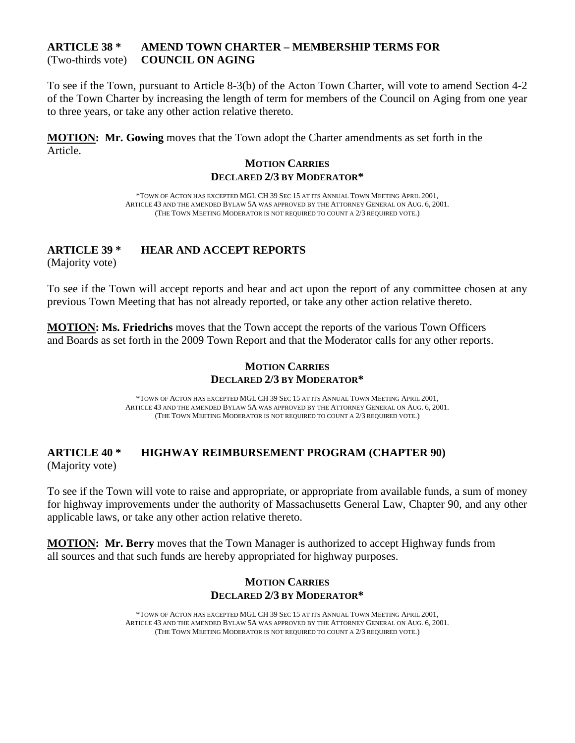## ARTICLE 38 * AMEND TOWN CHARTER – MEMBERSHIP TERMS FOR COUNCIL ON AGING
(Two-thirds vote)

To see if the Town, pursuant to Article 8-3(b) of the Acton Town Charter, will vote to amend Section 4-2 of the Town Charter by increasing the length of term for members of the Council on Aging from one year to three years, or take any other action relative thereto.

**MOTION: Mr. Gowing** moves that the Town adopt the Charter amendments as set forth in the Article.

**MOTION CARRIES**
**DECLARED 2/3 BY MODERATOR***

*TOWN OF ACTON HAS EXCEPTED MGL CH 39 SEC 15 AT ITS ANNUAL TOWN MEETING APRIL 2001, ARTICLE 43 AND THE AMENDED BYLAW 5A WAS APPROVED BY THE ATTORNEY GENERAL ON AUG. 6, 2001. (THE TOWN MEETING MODERATOR IS NOT REQUIRED TO COUNT A 2/3 REQUIRED VOTE.)

## ARTICLE 39 * HEAR AND ACCEPT REPORTS
(Majority vote)

To see if the Town will accept reports and hear and act upon the report of any committee chosen at any previous Town Meeting that has not already reported, or take any other action relative thereto.

**MOTION: Ms. Friedrichs** moves that the Town accept the reports of the various Town Officers and Boards as set forth in the 2009 Town Report and that the Moderator calls for any other reports.

**MOTION CARRIES**
**DECLARED 2/3 BY MODERATOR***

*TOWN OF ACTON HAS EXCEPTED MGL CH 39 SEC 15 AT ITS ANNUAL TOWN MEETING APRIL 2001, ARTICLE 43 AND THE AMENDED BYLAW 5A WAS APPROVED BY THE ATTORNEY GENERAL ON AUG. 6, 2001. (THE TOWN MEETING MODERATOR IS NOT REQUIRED TO COUNT A 2/3 REQUIRED VOTE.)

## ARTICLE 40 * HIGHWAY REIMBURSEMENT PROGRAM (CHAPTER 90)
(Majority vote)

To see if the Town will vote to raise and appropriate, or appropriate from available funds, a sum of money for highway improvements under the authority of Massachusetts General Law, Chapter 90, and any other applicable laws, or take any other action relative thereto.

**MOTION: Mr. Berry** moves that the Town Manager is authorized to accept Highway funds from all sources and that such funds are hereby appropriated for highway purposes.

**MOTION CARRIES**
**DECLARED 2/3 BY MODERATOR***

*TOWN OF ACTON HAS EXCEPTED MGL CH 39 SEC 15 AT ITS ANNUAL TOWN MEETING APRIL 2001, ARTICLE 43 AND THE AMENDED BYLAW 5A WAS APPROVED BY THE ATTORNEY GENERAL ON AUG. 6, 2001. (THE TOWN MEETING MODERATOR IS NOT REQUIRED TO COUNT A 2/3 REQUIRED VOTE.)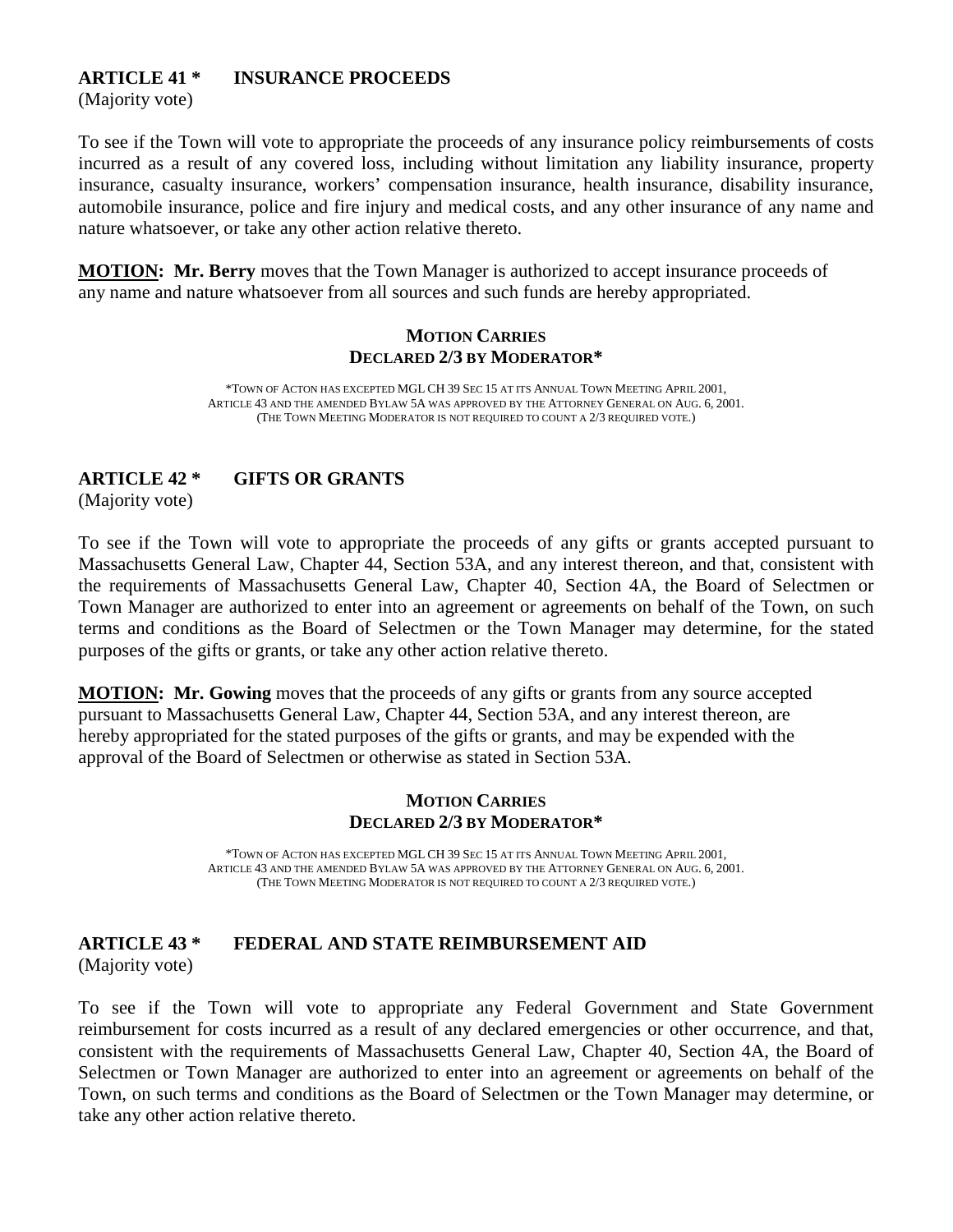**ARTICLE 41 * INSURANCE PROCEEDS**
(Majority vote)

To see if the Town will vote to appropriate the proceeds of any insurance policy reimbursements of costs incurred as a result of any covered loss, including without limitation any liability insurance, property insurance, casualty insurance, workers' compensation insurance, health insurance, disability insurance, automobile insurance, police and fire injury and medical costs, and any other insurance of any name and nature whatsoever, or take any other action relative thereto.

**MOTION: Mr. Berry** moves that the Town Manager is authorized to accept insurance proceeds of any name and nature whatsoever from all sources and such funds are hereby appropriated.

**MOTION CARRIES**
**DECLARED 2/3 BY MODERATOR***

*TOWN OF ACTON HAS EXCEPTED MGL CH 39 SEC 15 AT ITS ANNUAL TOWN MEETING APRIL 2001, ARTICLE 43 AND THE AMENDED BYLAW 5A WAS APPROVED BY THE ATTORNEY GENERAL ON AUG. 6, 2001. (THE TOWN MEETING MODERATOR IS NOT REQUIRED TO COUNT A 2/3 REQUIRED VOTE.)

**ARTICLE 42 * GIFTS OR GRANTS**
(Majority vote)

To see if the Town will vote to appropriate the proceeds of any gifts or grants accepted pursuant to Massachusetts General Law, Chapter 44, Section 53A, and any interest thereon, and that, consistent with the requirements of Massachusetts General Law, Chapter 40, Section 4A, the Board of Selectmen or Town Manager are authorized to enter into an agreement or agreements on behalf of the Town, on such terms and conditions as the Board of Selectmen or the Town Manager may determine, for the stated purposes of the gifts or grants, or take any other action relative thereto.

**MOTION: Mr. Gowing** moves that the proceeds of any gifts or grants from any source accepted pursuant to Massachusetts General Law, Chapter 44, Section 53A, and any interest thereon, are hereby appropriated for the stated purposes of the gifts or grants, and may be expended with the approval of the Board of Selectmen or otherwise as stated in Section 53A.

**MOTION CARRIES**
**DECLARED 2/3 BY MODERATOR***

*TOWN OF ACTON HAS EXCEPTED MGL CH 39 SEC 15 AT ITS ANNUAL TOWN MEETING APRIL 2001, ARTICLE 43 AND THE AMENDED BYLAW 5A WAS APPROVED BY THE ATTORNEY GENERAL ON AUG. 6, 2001. (THE TOWN MEETING MODERATOR IS NOT REQUIRED TO COUNT A 2/3 REQUIRED VOTE.)

**ARTICLE 43 * FEDERAL AND STATE REIMBURSEMENT AID**
(Majority vote)

To see if the Town will vote to appropriate any Federal Government and State Government reimbursement for costs incurred as a result of any declared emergencies or other occurrence, and that, consistent with the requirements of Massachusetts General Law, Chapter 40, Section 4A, the Board of Selectmen or Town Manager are authorized to enter into an agreement or agreements on behalf of the Town, on such terms and conditions as the Board of Selectmen or the Town Manager may determine, or take any other action relative thereto.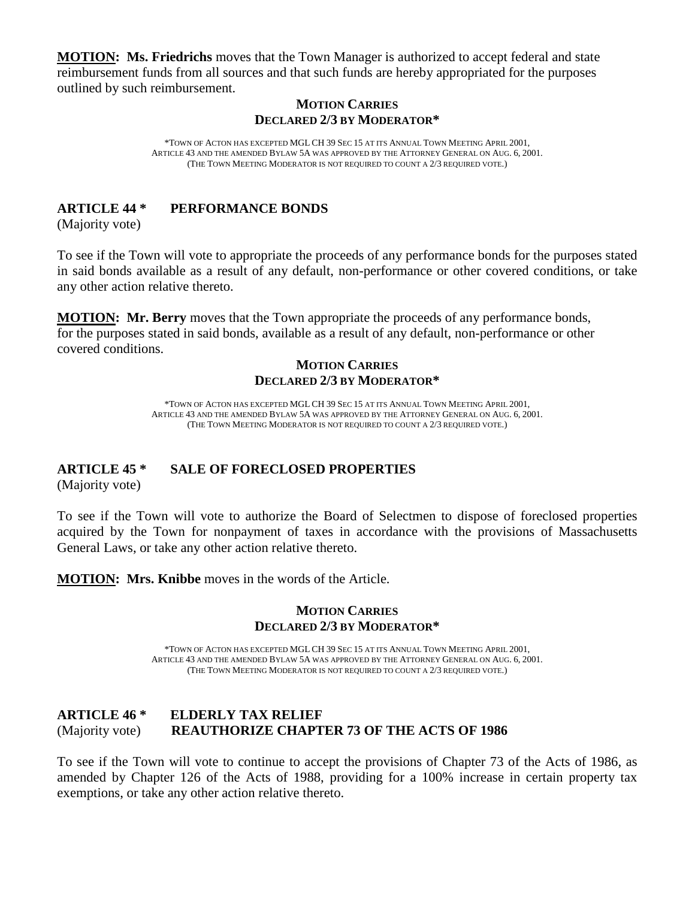**MOTION: Ms. Friedrichs** moves that the Town Manager is authorized to accept federal and state reimbursement funds from all sources and that such funds are hereby appropriated for the purposes outlined by such reimbursement.

**MOTION CARRIES**
**DECLARED 2/3 BY MODERATOR***

*TOWN OF ACTON HAS EXCEPTED MGL CH 39 SEC 15 AT ITS ANNUAL TOWN MEETING APRIL 2001, ARTICLE 43 AND THE AMENDED BYLAW 5A WAS APPROVED BY THE ATTORNEY GENERAL ON AUG. 6, 2001. (THE TOWN MEETING MODERATOR IS NOT REQUIRED TO COUNT A 2/3 REQUIRED VOTE.)

## ARTICLE 44 * PERFORMANCE BONDS

(Majority vote)

To see if the Town will vote to appropriate the proceeds of any performance bonds for the purposes stated in said bonds available as a result of any default, non-performance or other covered conditions, or take any other action relative thereto.

**MOTION: Mr. Berry** moves that the Town appropriate the proceeds of any performance bonds, for the purposes stated in said bonds, available as a result of any default, non-performance or other covered conditions.

**MOTION CARRIES**
**DECLARED 2/3 BY MODERATOR***

*TOWN OF ACTON HAS EXCEPTED MGL CH 39 SEC 15 AT ITS ANNUAL TOWN MEETING APRIL 2001, ARTICLE 43 AND THE AMENDED BYLAW 5A WAS APPROVED BY THE ATTORNEY GENERAL ON AUG. 6, 2001. (THE TOWN MEETING MODERATOR IS NOT REQUIRED TO COUNT A 2/3 REQUIRED VOTE.)

## ARTICLE 45 * SALE OF FORECLOSED PROPERTIES

(Majority vote)

To see if the Town will vote to authorize the Board of Selectmen to dispose of foreclosed properties acquired by the Town for nonpayment of taxes in accordance with the provisions of Massachusetts General Laws, or take any other action relative thereto.

**MOTION: Mrs. Knibbe** moves in the words of the Article.

**MOTION CARRIES**
**DECLARED 2/3 BY MODERATOR***

*TOWN OF ACTON HAS EXCEPTED MGL CH 39 SEC 15 AT ITS ANNUAL TOWN MEETING APRIL 2001, ARTICLE 43 AND THE AMENDED BYLAW 5A WAS APPROVED BY THE ATTORNEY GENERAL ON AUG. 6, 2001. (THE TOWN MEETING MODERATOR IS NOT REQUIRED TO COUNT A 2/3 REQUIRED VOTE.)

## ARTICLE 46 * ELDERLY TAX RELIEF

(Majority vote) **REAUTHORIZE CHAPTER 73 OF THE ACTS OF 1986**

To see if the Town will vote to continue to accept the provisions of Chapter 73 of the Acts of 1986, as amended by Chapter 126 of the Acts of 1988, providing for a 100% increase in certain property tax exemptions, or take any other action relative thereto.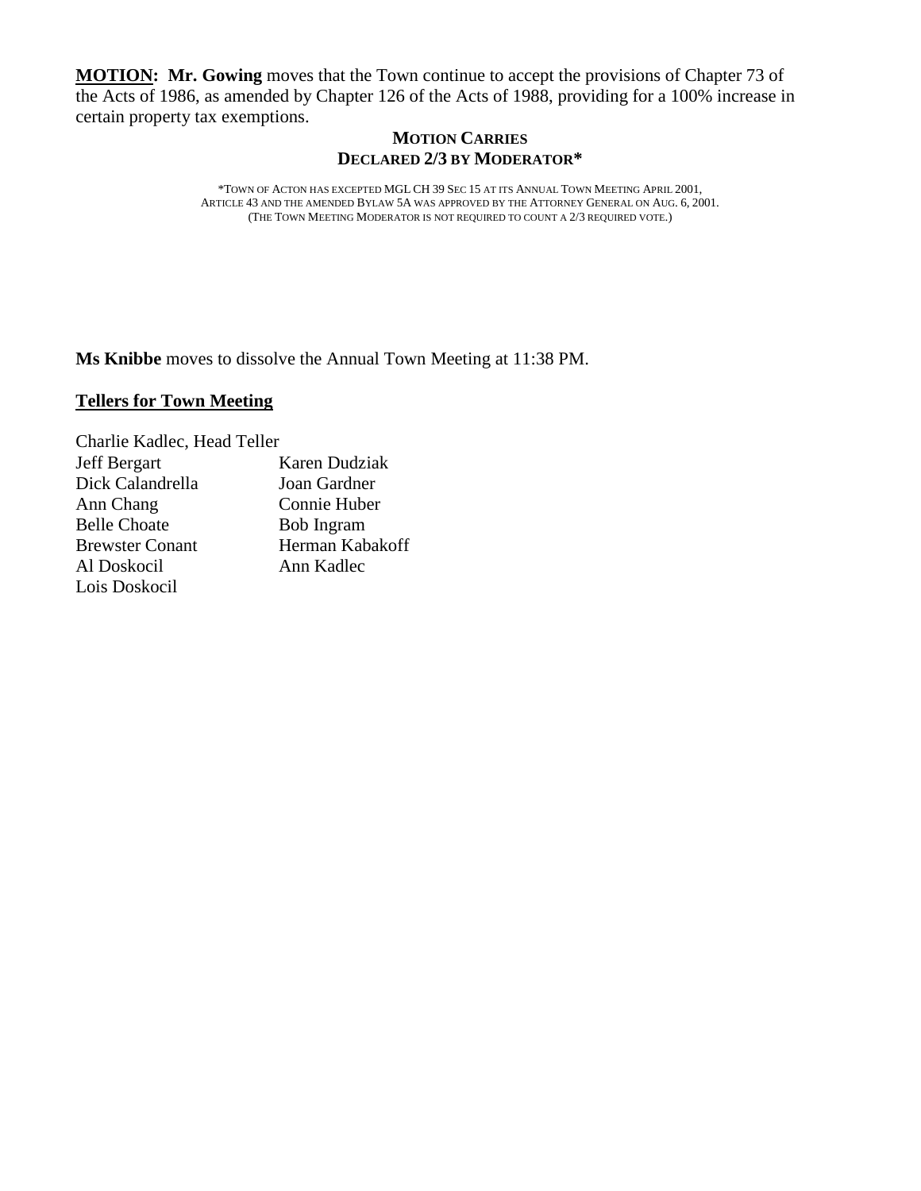**MOTION: Mr. Gowing** moves that the Town continue to accept the provisions of Chapter 73 of the Acts of 1986, as amended by Chapter 126 of the Acts of 1988, providing for a 100% increase in certain property tax exemptions.

**MOTION CARRIES**
**DECLARED 2/3 BY MODERATOR***

*TOWN OF ACTON HAS EXCEPTED MGL CH 39 SEC 15 AT ITS ANNUAL TOWN MEETING APRIL 2001, ARTICLE 43 AND THE AMENDED BYLAW 5A WAS APPROVED BY THE ATTORNEY GENERAL ON AUG. 6, 2001. (THE TOWN MEETING MODERATOR IS NOT REQUIRED TO COUNT A 2/3 REQUIRED VOTE.)

**Ms Knibbe** moves to dissolve the Annual Town Meeting at 11:38 PM.

**Tellers for Town Meeting**

Charlie Kadlec, Head Teller

| | |
|---|---|
| Jeff Bergart | Karen Dudziak |
| Dick Calandrella | Joan Gardner |
| Ann Chang | Connie Huber |
| Belle Choate | Bob Ingram |
| Brewster Conant | Herman Kabakoff |
| Al Doskocil | Ann Kadlec |
| Lois Doskocil | |